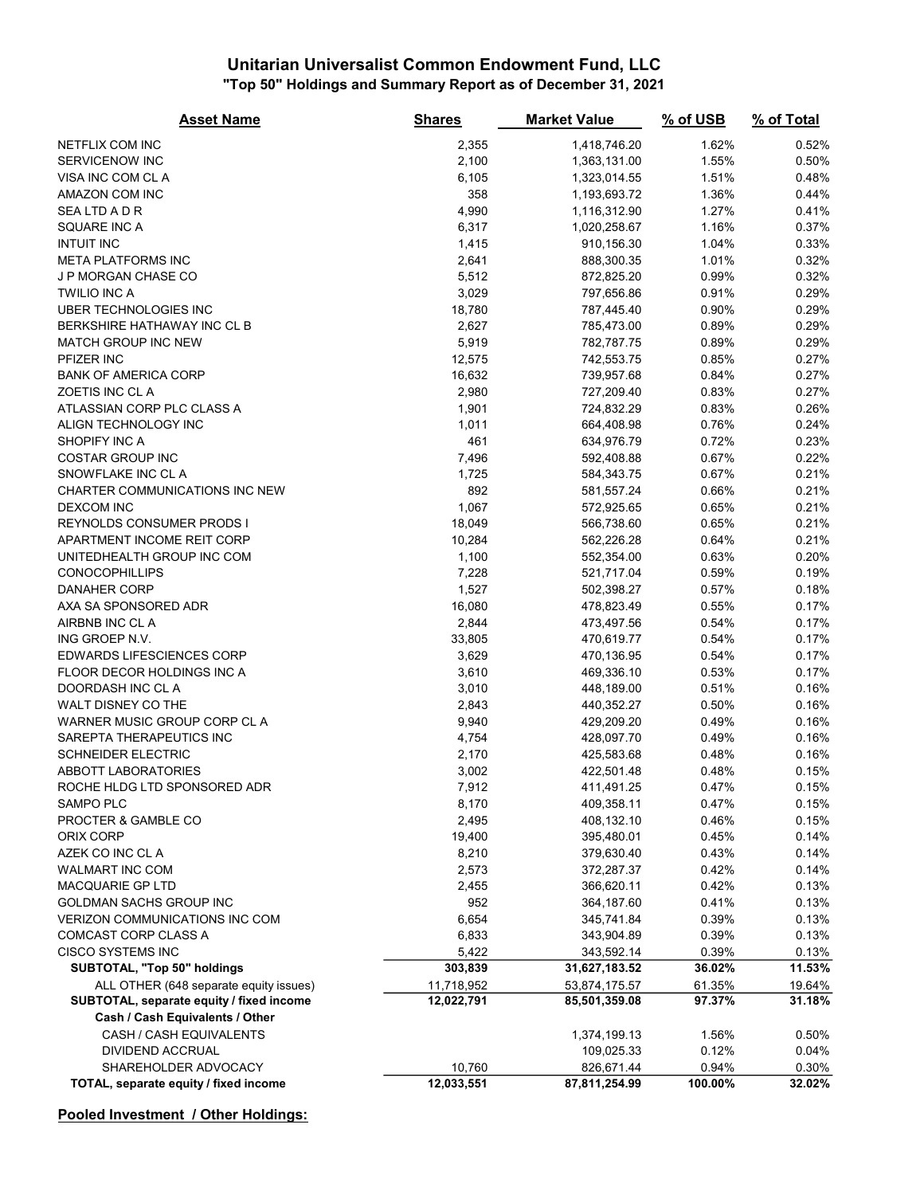# Unitarian Universalist Common Endowment Fund, LLC

## "Top 50" Holdings and Summary Report as of December 31, 2021

| Asset Name | Shares | Market Value | % of USB | % of Total |
|---|---|---|---|---|
| NETFLIX COM INC | 2,355 | 1,418,746.20 | 1.62% | 0.52% |
| SERVICENOW INC | 2,100 | 1,363,131.00 | 1.55% | 0.50% |
| VISA INC COM CL A | 6,105 | 1,323,014.55 | 1.51% | 0.48% |
| AMAZON COM INC | 358 | 1,193,693.72 | 1.36% | 0.44% |
| SEA LTD A D R | 4,990 | 1,116,312.90 | 1.27% | 0.41% |
| SQUARE INC A | 6,317 | 1,020,258.67 | 1.16% | 0.37% |
| INTUIT INC | 1,415 | 910,156.30 | 1.04% | 0.33% |
| META PLATFORMS INC | 2,641 | 888,300.35 | 1.01% | 0.32% |
| J P MORGAN CHASE CO | 5,512 | 872,825.20 | 0.99% | 0.32% |
| TWILIO INC A | 3,029 | 797,656.86 | 0.91% | 0.29% |
| UBER TECHNOLOGIES INC | 18,780 | 787,445.40 | 0.90% | 0.29% |
| BERKSHIRE HATHAWAY INC CL B | 2,627 | 785,473.00 | 0.89% | 0.29% |
| MATCH GROUP INC NEW | 5,919 | 782,787.75 | 0.89% | 0.29% |
| PFIZER INC | 12,575 | 742,553.75 | 0.85% | 0.27% |
| BANK OF AMERICA CORP | 16,632 | 739,957.68 | 0.84% | 0.27% |
| ZOETIS INC CL A | 2,980 | 727,209.40 | 0.83% | 0.27% |
| ATLASSIAN CORP PLC CLASS A | 1,901 | 724,832.29 | 0.83% | 0.26% |
| ALIGN TECHNOLOGY INC | 1,011 | 664,408.98 | 0.76% | 0.24% |
| SHOPIFY INC A | 461 | 634,976.79 | 0.72% | 0.23% |
| COSTAR GROUP INC | 7,496 | 592,408.88 | 0.67% | 0.22% |
| SNOWFLAKE INC CL A | 1,725 | 584,343.75 | 0.67% | 0.21% |
| CHARTER COMMUNICATIONS INC NEW | 892 | 581,557.24 | 0.66% | 0.21% |
| DEXCOM INC | 1,067 | 572,925.65 | 0.65% | 0.21% |
| REYNOLDS CONSUMER PRODS I | 18,049 | 566,738.60 | 0.65% | 0.21% |
| APARTMENT INCOME REIT CORP | 10,284 | 562,226.28 | 0.64% | 0.21% |
| UNITEDHEALTH GROUP INC COM | 1,100 | 552,354.00 | 0.63% | 0.20% |
| CONOCOPHILLIPS | 7,228 | 521,717.04 | 0.59% | 0.19% |
| DANAHER CORP | 1,527 | 502,398.27 | 0.57% | 0.18% |
| AXA SA SPONSORED ADR | 16,080 | 478,823.49 | 0.55% | 0.17% |
| AIRBNB INC CL A | 2,844 | 473,497.56 | 0.54% | 0.17% |
| ING GROEP N.V. | 33,805 | 470,619.77 | 0.54% | 0.17% |
| EDWARDS LIFESCIENCES CORP | 3,629 | 470,136.95 | 0.54% | 0.17% |
| FLOOR DECOR HOLDINGS INC A | 3,610 | 469,336.10 | 0.53% | 0.17% |
| DOORDASH INC CL A | 3,010 | 448,189.00 | 0.51% | 0.16% |
| WALT DISNEY CO THE | 2,843 | 440,352.27 | 0.50% | 0.16% |
| WARNER MUSIC GROUP CORP CL A | 9,940 | 429,209.20 | 0.49% | 0.16% |
| SAREPTA THERAPEUTICS INC | 4,754 | 428,097.70 | 0.49% | 0.16% |
| SCHNEIDER ELECTRIC | 2,170 | 425,583.68 | 0.48% | 0.16% |
| ABBOTT LABORATORIES | 3,002 | 422,501.48 | 0.48% | 0.15% |
| ROCHE HLDG LTD SPONSORED ADR | 7,912 | 411,491.25 | 0.47% | 0.15% |
| SAMPO PLC | 8,170 | 409,358.11 | 0.47% | 0.15% |
| PROCTER & GAMBLE CO | 2,495 | 408,132.10 | 0.46% | 0.15% |
| ORIX CORP | 19,400 | 395,480.01 | 0.45% | 0.14% |
| AZEK CO INC CL A | 8,210 | 379,630.40 | 0.43% | 0.14% |
| WALMART INC COM | 2,573 | 372,287.37 | 0.42% | 0.14% |
| MACQUARIE GP LTD | 2,455 | 366,620.11 | 0.42% | 0.13% |
| GOLDMAN SACHS GROUP INC | 952 | 364,187.60 | 0.41% | 0.13% |
| VERIZON COMMUNICATIONS INC COM | 6,654 | 345,741.84 | 0.39% | 0.13% |
| COMCAST CORP CLASS A | 6,833 | 343,904.89 | 0.39% | 0.13% |
| CISCO SYSTEMS INC | 5,422 | 343,592.14 | 0.39% | 0.13% |
| **SUBTOTAL, "Top 50" holdings** | **303,839** | **31,627,183.52** | **36.02%** | **11.53%** |
| ALL OTHER (648 separate equity issues) | 11,718,952 | 53,874,175.57 | 61.35% | 19.64% |
| **SUBTOTAL, separate equity / fixed income** | **12,022,791** | **85,501,359.08** | **97.37%** | **31.18%** |
| **Cash / Cash Equivalents / Other** | | | | |
| CASH / CASH EQUIVALENTS | | 1,374,199.13 | 1.56% | 0.50% |
| DIVIDEND ACCRUAL | | 109,025.33 | 0.12% | 0.04% |
| SHAREHOLDER ADVOCACY | 10,760 | 826,671.44 | 0.94% | 0.30% |
| **TOTAL, separate equity / fixed income** | **12,033,551** | **87,811,254.99** | **100.00%** | **32.02%** |

**Pooled Investment / Other Holdings:**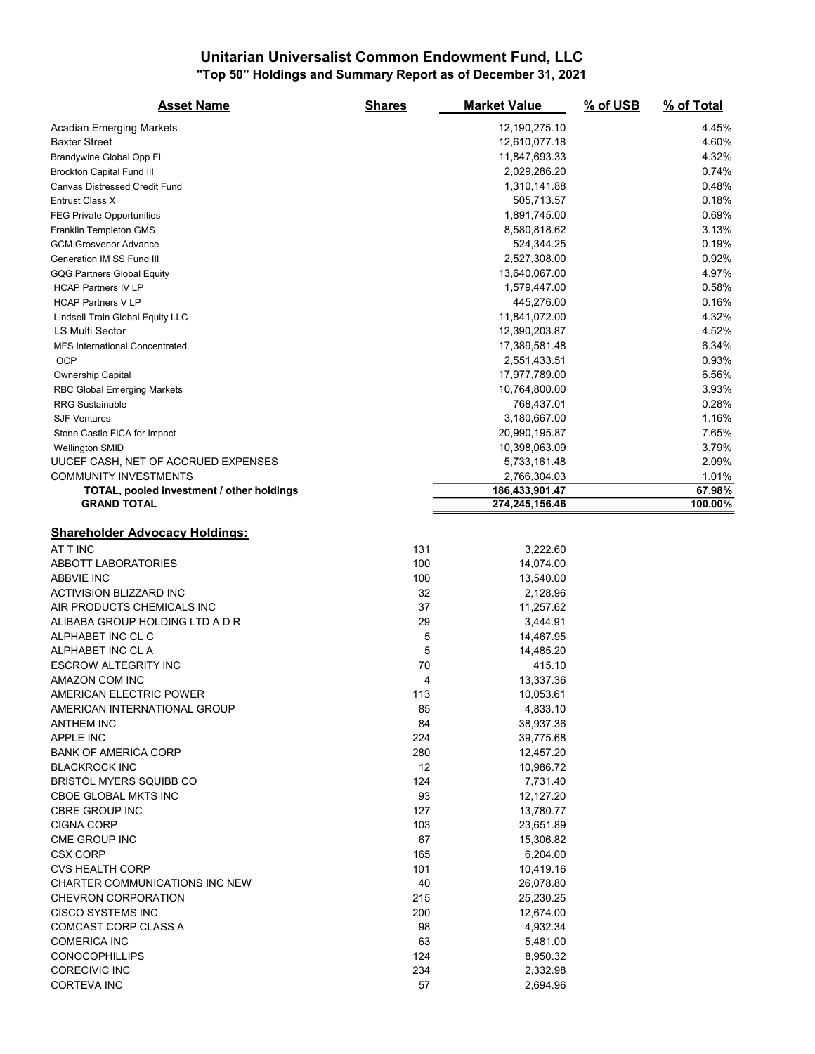# Unitarian Universalist Common Endowment Fund, LLC

## "Top 50" Holdings and Summary Report as of December 31, 2021

| Asset Name | Shares | Market Value | % of USB | % of Total |
|---|---|---|---|---|
| Acadian Emerging Markets | | 12,190,275.10 | | 4.45% |
| Baxter Street | | 12,610,077.18 | | 4.60% |
| Brandywine Global Opp FI | | 11,847,693.33 | | 4.32% |
| Brockton Capital Fund III | | 2,029,286.20 | | 0.74% |
| Canvas Distressed Credit Fund | | 1,310,141.88 | | 0.48% |
| Entrust Class X | | 505,713.57 | | 0.18% |
| FEG Private Opportunities | | 1,891,745.00 | | 0.69% |
| Franklin Templeton GMS | | 8,580,818.62 | | 3.13% |
| GCM Grosvenor Advance | | 524,344.25 | | 0.19% |
| Generation IM SS Fund III | | 2,527,308.00 | | 0.92% |
| GQG Partners Global Equity | | 13,640,067.00 | | 4.97% |
| HCAP Partners IV LP | | 1,579,447.00 | | 0.58% |
| HCAP Partners V LP | | 445,276.00 | | 0.16% |
| Lindsell Train Global Equity LLC | | 11,841,072.00 | | 4.32% |
| LS Multi Sector | | 12,390,203.87 | | 4.52% |
| MFS International Concentrated | | 17,389,581.48 | | 6.34% |
| OCP | | 2,551,433.51 | | 0.93% |
| Ownership Capital | | 17,977,789.00 | | 6.56% |
| RBC Global Emerging Markets | | 10,764,800.00 | | 3.93% |
| RRG Sustainable | | 768,437.01 | | 0.28% |
| SJF Ventures | | 3,180,667.00 | | 1.16% |
| Stone Castle FICA for Impact | | 20,990,195.87 | | 7.65% |
| Wellington SMID | | 10,398,063.09 | | 3.79% |
| UUCEF CASH, NET OF ACCRUED EXPENSES | | 5,733,161.48 | | 2.09% |
| COMMUNITY INVESTMENTS | | 2,766,304.03 | | 1.01% |
| **TOTAL, pooled investment / other holdings** | | **186,433,901.47** | | **67.98%** |
| **GRAND TOTAL** | | **274,245,156.46** | | **100.00%** |

### Shareholder Advocacy Holdings:

| Asset Name | Shares | Market Value |
|---|---|---|
| AT T INC | 131 | 3,222.60 |
| ABBOTT LABORATORIES | 100 | 14,074.00 |
| ABBVIE INC | 100 | 13,540.00 |
| ACTIVISION BLIZZARD INC | 32 | 2,128.96 |
| AIR PRODUCTS CHEMICALS INC | 37 | 11,257.62 |
| ALIBABA GROUP HOLDING LTD A D R | 29 | 3,444.91 |
| ALPHABET INC CL C | 5 | 14,467.95 |
| ALPHABET INC CL A | 5 | 14,485.20 |
| ESCROW ALTEGRITY INC | 70 | 415.10 |
| AMAZON COM INC | 4 | 13,337.36 |
| AMERICAN ELECTRIC POWER | 113 | 10,053.61 |
| AMERICAN INTERNATIONAL GROUP | 85 | 4,833.10 |
| ANTHEM INC | 84 | 38,937.36 |
| APPLE INC | 224 | 39,775.68 |
| BANK OF AMERICA CORP | 280 | 12,457.20 |
| BLACKROCK INC | 12 | 10,986.72 |
| BRISTOL MYERS SQUIBB CO | 124 | 7,731.40 |
| CBOE GLOBAL MKTS INC | 93 | 12,127.20 |
| CBRE GROUP INC | 127 | 13,780.77 |
| CIGNA CORP | 103 | 23,651.89 |
| CME GROUP INC | 67 | 15,306.82 |
| CSX CORP | 165 | 6,204.00 |
| CVS HEALTH CORP | 101 | 10,419.16 |
| CHARTER COMMUNICATIONS INC NEW | 40 | 26,078.80 |
| CHEVRON CORPORATION | 215 | 25,230.25 |
| CISCO SYSTEMS INC | 200 | 12,674.00 |
| COMCAST CORP CLASS A | 98 | 4,932.34 |
| COMERICA INC | 63 | 5,481.00 |
| CONOCOPHILLIPS | 124 | 8,950.32 |
| CORECIVIC INC | 234 | 2,332.98 |
| CORTEVA INC | 57 | 2,694.96 |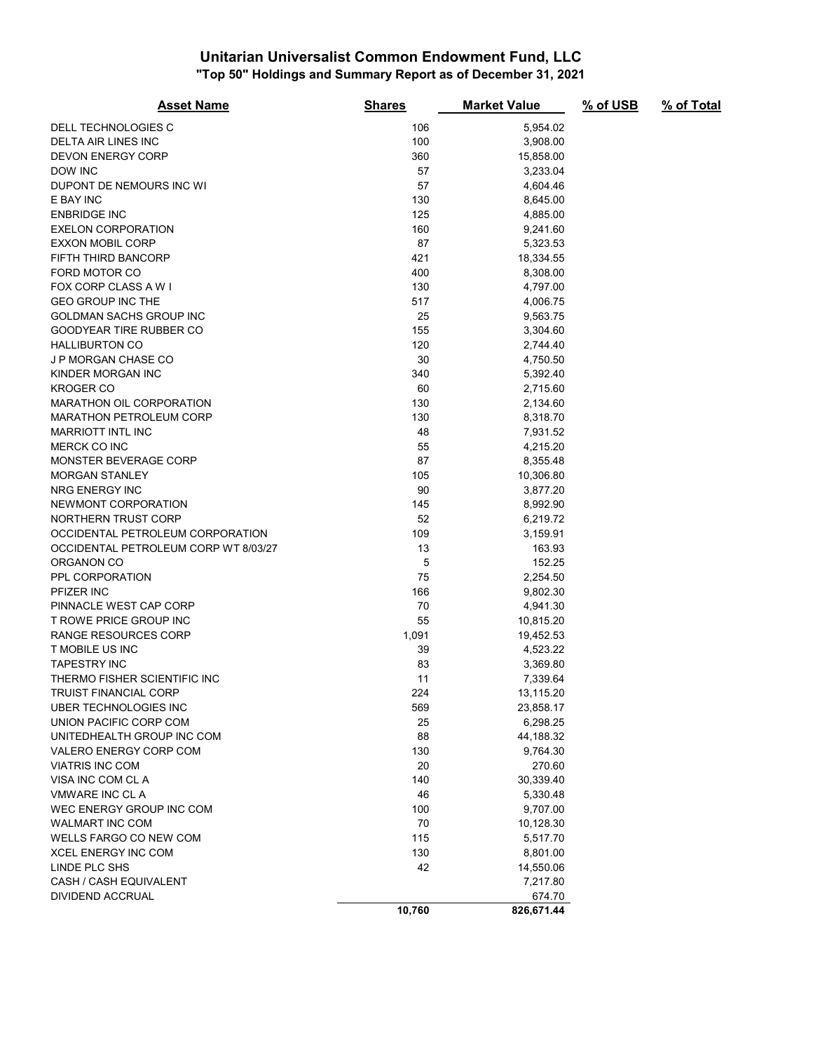# Unitarian Universalist Common Endowment Fund, LLC

## "Top 50" Holdings and Summary Report as of December 31, 2021

| Asset Name | Shares | Market Value | % of USB | % of Total |
|---|---|---|---|---|
| DELL TECHNOLOGIES C | 106 | 5,954.02 | | |
| DELTA AIR LINES INC | 100 | 3,908.00 | | |
| DEVON ENERGY CORP | 360 | 15,858.00 | | |
| DOW INC | 57 | 3,233.04 | | |
| DUPONT DE NEMOURS INC WI | 57 | 4,604.46 | | |
| E BAY INC | 130 | 8,645.00 | | |
| ENBRIDGE INC | 125 | 4,885.00 | | |
| EXELON CORPORATION | 160 | 9,241.60 | | |
| EXXON MOBIL CORP | 87 | 5,323.53 | | |
| FIFTH THIRD BANCORP | 421 | 18,334.55 | | |
| FORD MOTOR CO | 400 | 8,308.00 | | |
| FOX CORP CLASS A W I | 130 | 4,797.00 | | |
| GEO GROUP INC THE | 517 | 4,006.75 | | |
| GOLDMAN SACHS GROUP INC | 25 | 9,563.75 | | |
| GOODYEAR TIRE RUBBER CO | 155 | 3,304.60 | | |
| HALLIBURTON CO | 120 | 2,744.40 | | |
| J P MORGAN CHASE CO | 30 | 4,750.50 | | |
| KINDER MORGAN INC | 340 | 5,392.40 | | |
| KROGER CO | 60 | 2,715.60 | | |
| MARATHON OIL CORPORATION | 130 | 2,134.60 | | |
| MARATHON PETROLEUM CORP | 130 | 8,318.70 | | |
| MARRIOTT INTL INC | 48 | 7,931.52 | | |
| MERCK CO INC | 55 | 4,215.20 | | |
| MONSTER BEVERAGE CORP | 87 | 8,355.48 | | |
| MORGAN STANLEY | 105 | 10,306.80 | | |
| NRG ENERGY INC | 90 | 3,877.20 | | |
| NEWMONT CORPORATION | 145 | 8,992.90 | | |
| NORTHERN TRUST CORP | 52 | 6,219.72 | | |
| OCCIDENTAL PETROLEUM CORPORATION | 109 | 3,159.91 | | |
| OCCIDENTAL PETROLEUM CORP WT 8/03/27 | 13 | 163.93 | | |
| ORGANON CO | 5 | 152.25 | | |
| PPL CORPORATION | 75 | 2,254.50 | | |
| PFIZER INC | 166 | 9,802.30 | | |
| PINNACLE WEST CAP CORP | 70 | 4,941.30 | | |
| T ROWE PRICE GROUP INC | 55 | 10,815.20 | | |
| RANGE RESOURCES CORP | 1,091 | 19,452.53 | | |
| T MOBILE US INC | 39 | 4,523.22 | | |
| TAPESTRY INC | 83 | 3,369.80 | | |
| THERMO FISHER SCIENTIFIC INC | 11 | 7,339.64 | | |
| TRUIST FINANCIAL CORP | 224 | 13,115.20 | | |
| UBER TECHNOLOGIES INC | 569 | 23,858.17 | | |
| UNION PACIFIC CORP COM | 25 | 6,298.25 | | |
| UNITEDHEALTH GROUP INC COM | 88 | 44,188.32 | | |
| VALERO ENERGY CORP COM | 130 | 9,764.30 | | |
| VIATRIS INC COM | 20 | 270.60 | | |
| VISA INC COM CL A | 140 | 30,339.40 | | |
| VMWARE INC CL A | 46 | 5,330.48 | | |
| WEC ENERGY GROUP INC COM | 100 | 9,707.00 | | |
| WALMART INC COM | 70 | 10,128.30 | | |
| WELLS FARGO CO NEW COM | 115 | 5,517.70 | | |
| XCEL ENERGY INC COM | 130 | 8,801.00 | | |
| LINDE PLC SHS | 42 | 14,550.06 | | |
| CASH / CASH EQUIVALENT | | 7,217.80 | | |
| DIVIDEND ACCRUAL | | 674.70 | | |
| | 10,760 | 826,671.44 | | |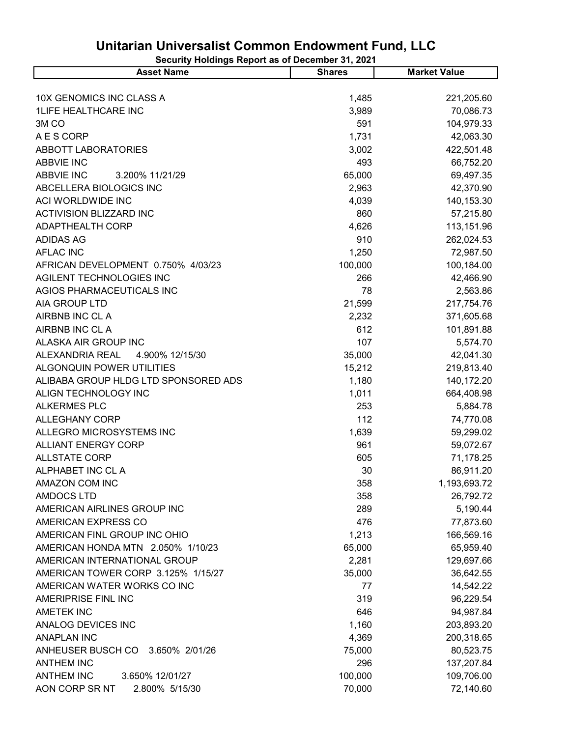# Unitarian Universalist Common Endowment Fund, LLC

**Security Holdings Report as of December 31, 2021**

| Asset Name | Shares | Market Value |
|---|---|---|
| 10X GENOMICS INC CLASS A | 1,485 | 221,205.60 |
| 1LIFE HEALTHCARE INC | 3,989 | 70,086.73 |
| 3M CO | 591 | 104,979.33 |
| A E S CORP | 1,731 | 42,063.30 |
| ABBOTT LABORATORIES | 3,002 | 422,501.48 |
| ABBVIE INC | 493 | 66,752.20 |
| ABBVIE INC 3.200% 11/21/29 | 65,000 | 69,497.35 |
| ABCELLERA BIOLOGICS INC | 2,963 | 42,370.90 |
| ACI WORLDWIDE INC | 4,039 | 140,153.30 |
| ACTIVISION BLIZZARD INC | 860 | 57,215.80 |
| ADAPTHEALTH CORP | 4,626 | 113,151.96 |
| ADIDAS AG | 910 | 262,024.53 |
| AFLAC INC | 1,250 | 72,987.50 |
| AFRICAN DEVELOPMENT 0.750% 4/03/23 | 100,000 | 100,184.00 |
| AGILENT TECHNOLOGIES INC | 266 | 42,466.90 |
| AGIOS PHARMACEUTICALS INC | 78 | 2,563.86 |
| AIA GROUP LTD | 21,599 | 217,754.76 |
| AIRBNB INC CL A | 2,232 | 371,605.68 |
| AIRBNB INC CL A | 612 | 101,891.88 |
| ALASKA AIR GROUP INC | 107 | 5,574.70 |
| ALEXANDRIA REAL 4.900% 12/15/30 | 35,000 | 42,041.30 |
| ALGONQUIN POWER UTILITIES | 15,212 | 219,813.40 |
| ALIBABA GROUP HLDG LTD SPONSORED ADS | 1,180 | 140,172.20 |
| ALIGN TECHNOLOGY INC | 1,011 | 664,408.98 |
| ALKERMES PLC | 253 | 5,884.78 |
| ALLEGHANY CORP | 112 | 74,770.08 |
| ALLEGRO MICROSYSTEMS INC | 1,639 | 59,299.02 |
| ALLIANT ENERGY CORP | 961 | 59,072.67 |
| ALLSTATE CORP | 605 | 71,178.25 |
| ALPHABET INC CL A | 30 | 86,911.20 |
| AMAZON COM INC | 358 | 1,193,693.72 |
| AMDOCS LTD | 358 | 26,792.72 |
| AMERICAN AIRLINES GROUP INC | 289 | 5,190.44 |
| AMERICAN EXPRESS CO | 476 | 77,873.60 |
| AMERICAN FINL GROUP INC OHIO | 1,213 | 166,569.16 |
| AMERICAN HONDA MTN 2.050% 1/10/23 | 65,000 | 65,959.40 |
| AMERICAN INTERNATIONAL GROUP | 2,281 | 129,697.66 |
| AMERICAN TOWER CORP 3.125% 1/15/27 | 35,000 | 36,642.55 |
| AMERICAN WATER WORKS CO INC | 77 | 14,542.22 |
| AMERIPRISE FINL INC | 319 | 96,229.54 |
| AMETEK INC | 646 | 94,987.84 |
| ANALOG DEVICES INC | 1,160 | 203,893.20 |
| ANAPLAN INC | 4,369 | 200,318.65 |
| ANHEUSER BUSCH CO 3.650% 2/01/26 | 75,000 | 80,523.75 |
| ANTHEM INC | 296 | 137,207.84 |
| ANTHEM INC 3.650% 12/01/27 | 100,000 | 109,706.00 |
| AON CORP SR NT 2.800% 5/15/30 | 70,000 | 72,140.60 |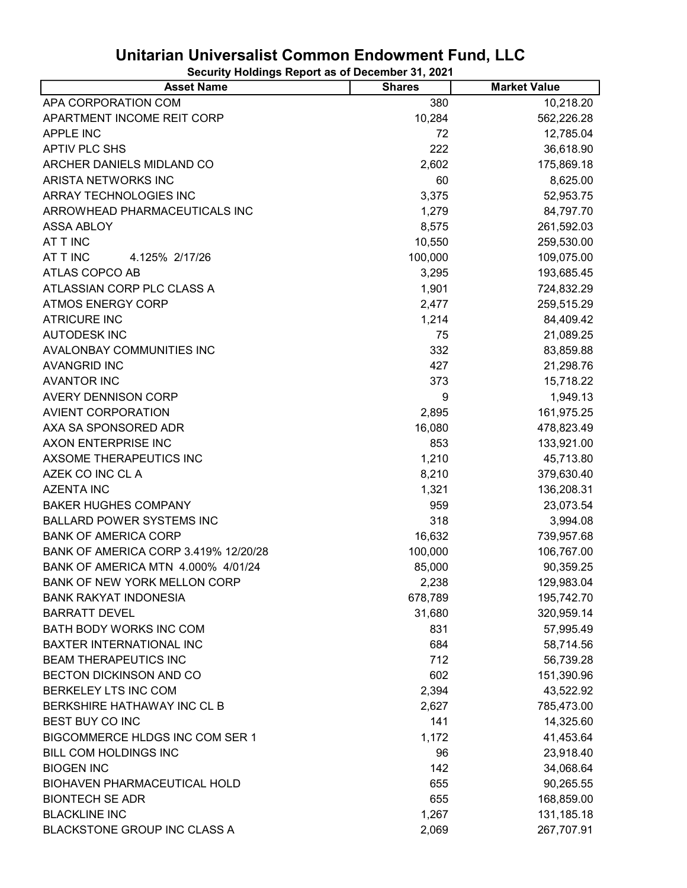# Unitarian Universalist Common Endowment Fund, LLC

**Security Holdings Report as of December 31, 2021**

| Asset Name | Shares | Market Value |
|---|---|---|
| APA CORPORATION COM | 380 | 10,218.20 |
| APARTMENT INCOME REIT CORP | 10,284 | 562,226.28 |
| APPLE INC | 72 | 12,785.04 |
| APTIV PLC SHS | 222 | 36,618.90 |
| ARCHER DANIELS MIDLAND CO | 2,602 | 175,869.18 |
| ARISTA NETWORKS INC | 60 | 8,625.00 |
| ARRAY TECHNOLOGIES INC | 3,375 | 52,953.75 |
| ARROWHEAD PHARMACEUTICALS INC | 1,279 | 84,797.70 |
| ASSA ABLOY | 8,575 | 261,592.03 |
| AT T INC | 10,550 | 259,530.00 |
| AT T INC 4.125% 2/17/26 | 100,000 | 109,075.00 |
| ATLAS COPCO AB | 3,295 | 193,685.45 |
| ATLASSIAN CORP PLC CLASS A | 1,901 | 724,832.29 |
| ATMOS ENERGY CORP | 2,477 | 259,515.29 |
| ATRICURE INC | 1,214 | 84,409.42 |
| AUTODESK INC | 75 | 21,089.25 |
| AVALONBAY COMMUNITIES INC | 332 | 83,859.88 |
| AVANGRID INC | 427 | 21,298.76 |
| AVANTOR INC | 373 | 15,718.22 |
| AVERY DENNISON CORP | 9 | 1,949.13 |
| AVIENT CORPORATION | 2,895 | 161,975.25 |
| AXA SA SPONSORED ADR | 16,080 | 478,823.49 |
| AXON ENTERPRISE INC | 853 | 133,921.00 |
| AXSOME THERAPEUTICS INC | 1,210 | 45,713.80 |
| AZEK CO INC CL A | 8,210 | 379,630.40 |
| AZENTA INC | 1,321 | 136,208.31 |
| BAKER HUGHES COMPANY | 959 | 23,073.54 |
| BALLARD POWER SYSTEMS INC | 318 | 3,994.08 |
| BANK OF AMERICA CORP | 16,632 | 739,957.68 |
| BANK OF AMERICA CORP 3.419% 12/20/28 | 100,000 | 106,767.00 |
| BANK OF AMERICA MTN 4.000% 4/01/24 | 85,000 | 90,359.25 |
| BANK OF NEW YORK MELLON CORP | 2,238 | 129,983.04 |
| BANK RAKYAT INDONESIA | 678,789 | 195,742.70 |
| BARRATT DEVEL | 31,680 | 320,959.14 |
| BATH BODY WORKS INC COM | 831 | 57,995.49 |
| BAXTER INTERNATIONAL INC | 684 | 58,714.56 |
| BEAM THERAPEUTICS INC | 712 | 56,739.28 |
| BECTON DICKINSON AND CO | 602 | 151,390.96 |
| BERKELEY LTS INC COM | 2,394 | 43,522.92 |
| BERKSHIRE HATHAWAY INC CL B | 2,627 | 785,473.00 |
| BEST BUY CO INC | 141 | 14,325.60 |
| BIGCOMMERCE HLDGS INC COM SER 1 | 1,172 | 41,453.64 |
| BILL COM HOLDINGS INC | 96 | 23,918.40 |
| BIOGEN INC | 142 | 34,068.64 |
| BIOHAVEN PHARMACEUTICAL HOLD | 655 | 90,265.55 |
| BIONTECH SE ADR | 655 | 168,859.00 |
| BLACKLINE INC | 1,267 | 131,185.18 |
| BLACKSTONE GROUP INC CLASS A | 2,069 | 267,707.91 |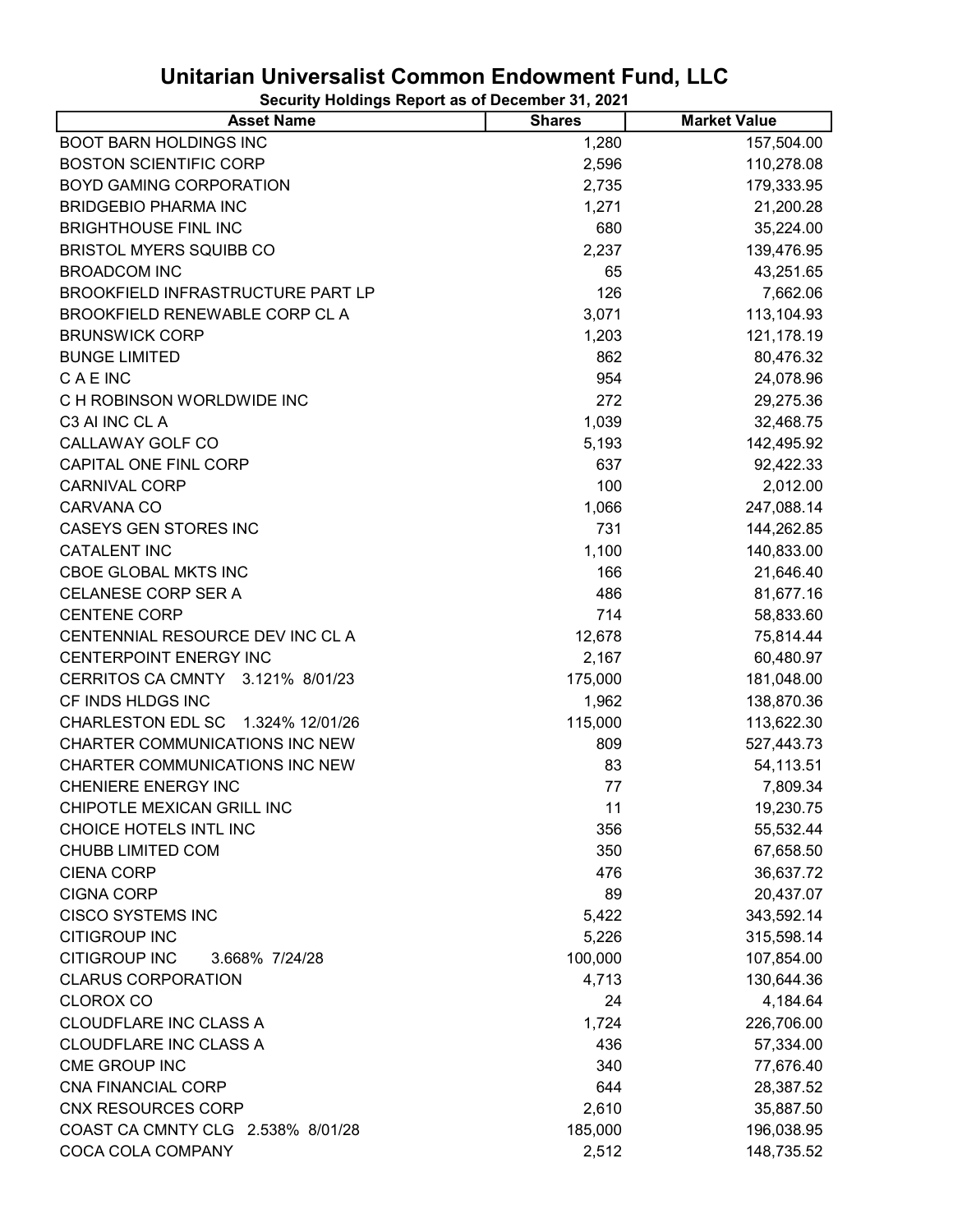# Unitarian Universalist Common Endowment Fund, LLC

**Security Holdings Report as of December 31, 2021**

| Asset Name | Shares | Market Value |
|---|---|---|
| BOOT BARN HOLDINGS INC | 1,280 | 157,504.00 |
| BOSTON SCIENTIFIC CORP | 2,596 | 110,278.08 |
| BOYD GAMING CORPORATION | 2,735 | 179,333.95 |
| BRIDGEBIO PHARMA INC | 1,271 | 21,200.28 |
| BRIGHTHOUSE FINL INC | 680 | 35,224.00 |
| BRISTOL MYERS SQUIBB CO | 2,237 | 139,476.95 |
| BROADCOM INC | 65 | 43,251.65 |
| BROOKFIELD INFRASTRUCTURE PART LP | 126 | 7,662.06 |
| BROOKFIELD RENEWABLE CORP CL A | 3,071 | 113,104.93 |
| BRUNSWICK CORP | 1,203 | 121,178.19 |
| BUNGE LIMITED | 862 | 80,476.32 |
| C A E INC | 954 | 24,078.96 |
| C H ROBINSON WORLDWIDE INC | 272 | 29,275.36 |
| C3 AI INC CL A | 1,039 | 32,468.75 |
| CALLAWAY GOLF CO | 5,193 | 142,495.92 |
| CAPITAL ONE FINL CORP | 637 | 92,422.33 |
| CARNIVAL CORP | 100 | 2,012.00 |
| CARVANA CO | 1,066 | 247,088.14 |
| CASEYS GEN STORES INC | 731 | 144,262.85 |
| CATALENT INC | 1,100 | 140,833.00 |
| CBOE GLOBAL MKTS INC | 166 | 21,646.40 |
| CELANESE CORP SER A | 486 | 81,677.16 |
| CENTENE CORP | 714 | 58,833.60 |
| CENTENNIAL RESOURCE DEV INC CL A | 12,678 | 75,814.44 |
| CENTERPOINT ENERGY INC | 2,167 | 60,480.97 |
| CERRITOS CA CMNTY 3.121% 8/01/23 | 175,000 | 181,048.00 |
| CF INDS HLDGS INC | 1,962 | 138,870.36 |
| CHARLESTON EDL SC 1.324% 12/01/26 | 115,000 | 113,622.30 |
| CHARTER COMMUNICATIONS INC NEW | 809 | 527,443.73 |
| CHARTER COMMUNICATIONS INC NEW | 83 | 54,113.51 |
| CHENIERE ENERGY INC | 77 | 7,809.34 |
| CHIPOTLE MEXICAN GRILL INC | 11 | 19,230.75 |
| CHOICE HOTELS INTL INC | 356 | 55,532.44 |
| CHUBB LIMITED COM | 350 | 67,658.50 |
| CIENA CORP | 476 | 36,637.72 |
| CIGNA CORP | 89 | 20,437.07 |
| CISCO SYSTEMS INC | 5,422 | 343,592.14 |
| CITIGROUP INC | 5,226 | 315,598.14 |
| CITIGROUP INC 3.668% 7/24/28 | 100,000 | 107,854.00 |
| CLARUS CORPORATION | 4,713 | 130,644.36 |
| CLOROX CO | 24 | 4,184.64 |
| CLOUDFLARE INC CLASS A | 1,724 | 226,706.00 |
| CLOUDFLARE INC CLASS A | 436 | 57,334.00 |
| CME GROUP INC | 340 | 77,676.40 |
| CNA FINANCIAL CORP | 644 | 28,387.52 |
| CNX RESOURCES CORP | 2,610 | 35,887.50 |
| COAST CA CMNTY CLG 2.538% 8/01/28 | 185,000 | 196,038.95 |
| COCA COLA COMPANY | 2,512 | 148,735.52 |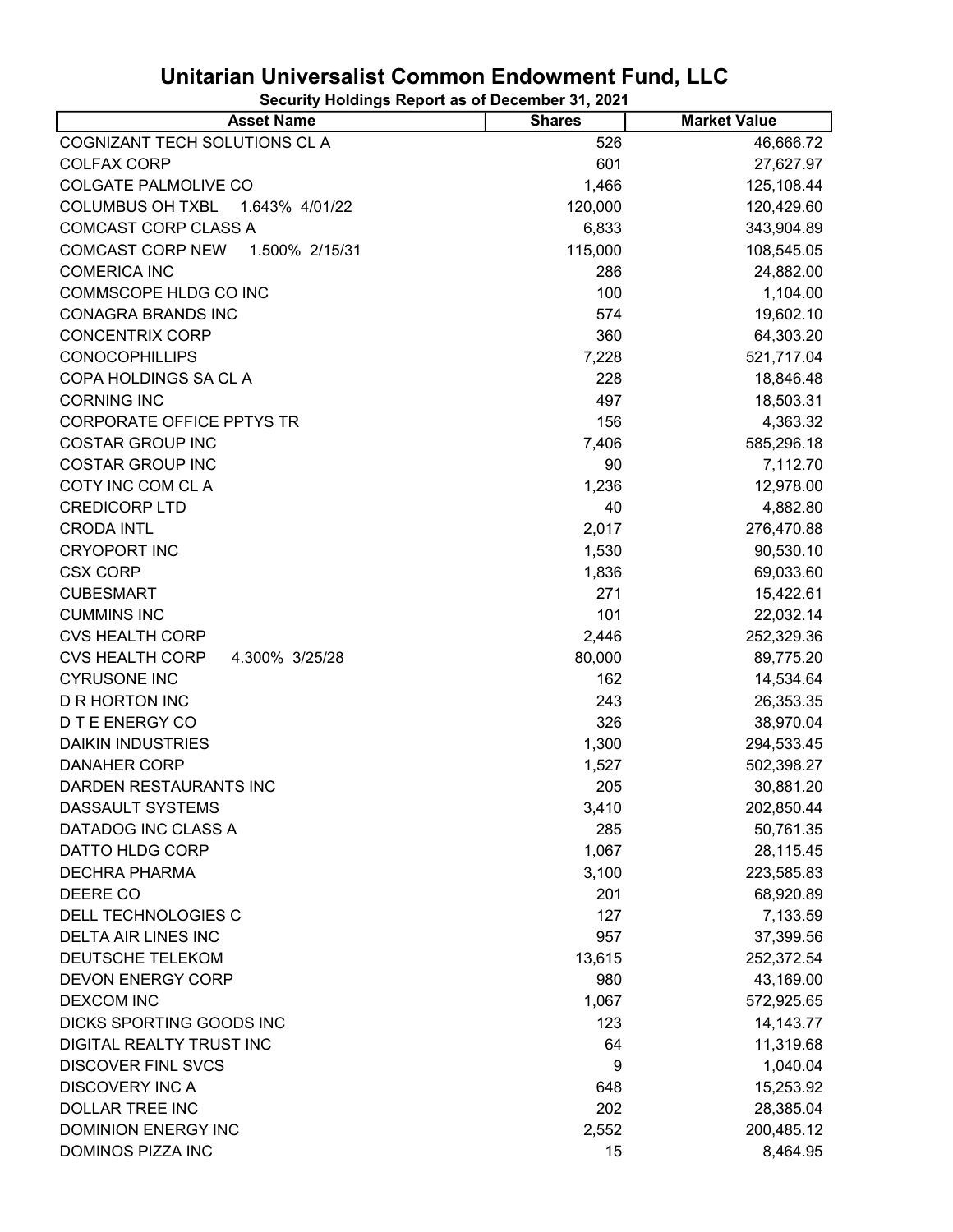# Unitarian Universalist Common Endowment Fund, LLC

**Security Holdings Report as of December 31, 2021**

| Asset Name | Shares | Market Value |
|---|---|---|
| COGNIZANT TECH SOLUTIONS CL A | 526 | 46,666.72 |
| COLFAX CORP | 601 | 27,627.97 |
| COLGATE PALMOLIVE CO | 1,466 | 125,108.44 |
| COLUMBUS OH TXBL 1.643% 4/01/22 | 120,000 | 120,429.60 |
| COMCAST CORP CLASS A | 6,833 | 343,904.89 |
| COMCAST CORP NEW 1.500% 2/15/31 | 115,000 | 108,545.05 |
| COMERICA INC | 286 | 24,882.00 |
| COMMSCOPE HLDG CO INC | 100 | 1,104.00 |
| CONAGRA BRANDS INC | 574 | 19,602.10 |
| CONCENTRIX CORP | 360 | 64,303.20 |
| CONOCOPHILLIPS | 7,228 | 521,717.04 |
| COPA HOLDINGS SA CL A | 228 | 18,846.48 |
| CORNING INC | 497 | 18,503.31 |
| CORPORATE OFFICE PPTYS TR | 156 | 4,363.32 |
| COSTAR GROUP INC | 7,406 | 585,296.18 |
| COSTAR GROUP INC | 90 | 7,112.70 |
| COTY INC COM CL A | 1,236 | 12,978.00 |
| CREDICORP LTD | 40 | 4,882.80 |
| CRODA INTL | 2,017 | 276,470.88 |
| CRYOPORT INC | 1,530 | 90,530.10 |
| CSX CORP | 1,836 | 69,033.60 |
| CUBESMART | 271 | 15,422.61 |
| CUMMINS INC | 101 | 22,032.14 |
| CVS HEALTH CORP | 2,446 | 252,329.36 |
| CVS HEALTH CORP 4.300% 3/25/28 | 80,000 | 89,775.20 |
| CYRUSONE INC | 162 | 14,534.64 |
| D R HORTON INC | 243 | 26,353.35 |
| D T E ENERGY CO | 326 | 38,970.04 |
| DAIKIN INDUSTRIES | 1,300 | 294,533.45 |
| DANAHER CORP | 1,527 | 502,398.27 |
| DARDEN RESTAURANTS INC | 205 | 30,881.20 |
| DASSAULT SYSTEMS | 3,410 | 202,850.44 |
| DATADOG INC CLASS A | 285 | 50,761.35 |
| DATTO HLDG CORP | 1,067 | 28,115.45 |
| DECHRA PHARMA | 3,100 | 223,585.83 |
| DEERE CO | 201 | 68,920.89 |
| DELL TECHNOLOGIES C | 127 | 7,133.59 |
| DELTA AIR LINES INC | 957 | 37,399.56 |
| DEUTSCHE TELEKOM | 13,615 | 252,372.54 |
| DEVON ENERGY CORP | 980 | 43,169.00 |
| DEXCOM INC | 1,067 | 572,925.65 |
| DICKS SPORTING GOODS INC | 123 | 14,143.77 |
| DIGITAL REALTY TRUST INC | 64 | 11,319.68 |
| DISCOVER FINL SVCS | 9 | 1,040.04 |
| DISCOVERY INC A | 648 | 15,253.92 |
| DOLLAR TREE INC | 202 | 28,385.04 |
| DOMINION ENERGY INC | 2,552 | 200,485.12 |
| DOMINOS PIZZA INC | 15 | 8,464.95 |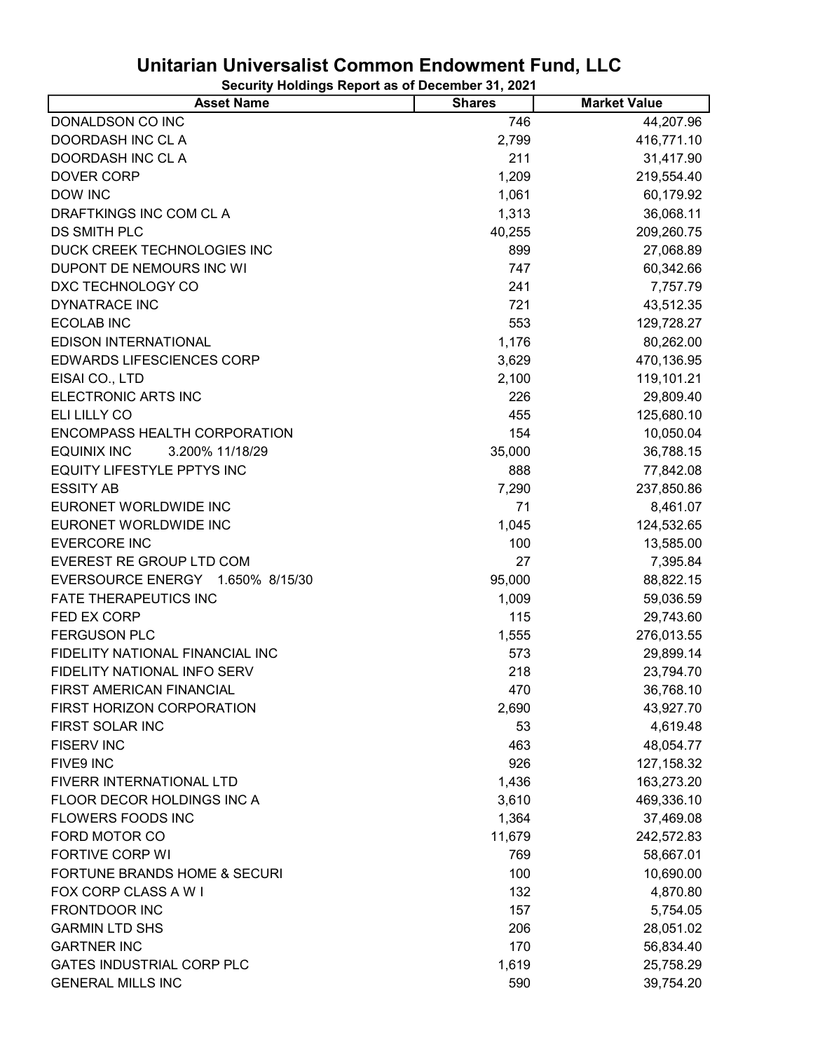# Unitarian Universalist Common Endowment Fund, LLC

**Security Holdings Report as of December 31, 2021**

| Asset Name | Shares | Market Value |
|---|---|---|
| DONALDSON CO INC | 746 | 44,207.96 |
| DOORDASH INC CL A | 2,799 | 416,771.10 |
| DOORDASH INC CL A | 211 | 31,417.90 |
| DOVER CORP | 1,209 | 219,554.40 |
| DOW INC | 1,061 | 60,179.92 |
| DRAFTKINGS INC COM CL A | 1,313 | 36,068.11 |
| DS SMITH PLC | 40,255 | 209,260.75 |
| DUCK CREEK TECHNOLOGIES INC | 899 | 27,068.89 |
| DUPONT DE NEMOURS INC WI | 747 | 60,342.66 |
| DXC TECHNOLOGY CO | 241 | 7,757.79 |
| DYNATRACE INC | 721 | 43,512.35 |
| ECOLAB INC | 553 | 129,728.27 |
| EDISON INTERNATIONAL | 1,176 | 80,262.00 |
| EDWARDS LIFESCIENCES CORP | 3,629 | 470,136.95 |
| EISAI CO., LTD | 2,100 | 119,101.21 |
| ELECTRONIC ARTS INC | 226 | 29,809.40 |
| ELI LILLY CO | 455 | 125,680.10 |
| ENCOMPASS HEALTH CORPORATION | 154 | 10,050.04 |
| EQUINIX INC 3.200% 11/18/29 | 35,000 | 36,788.15 |
| EQUITY LIFESTYLE PPTYS INC | 888 | 77,842.08 |
| ESSITY AB | 7,290 | 237,850.86 |
| EURONET WORLDWIDE INC | 71 | 8,461.07 |
| EURONET WORLDWIDE INC | 1,045 | 124,532.65 |
| EVERCORE INC | 100 | 13,585.00 |
| EVEREST RE GROUP LTD COM | 27 | 7,395.84 |
| EVERSOURCE ENERGY 1.650% 8/15/30 | 95,000 | 88,822.15 |
| FATE THERAPEUTICS INC | 1,009 | 59,036.59 |
| FED EX CORP | 115 | 29,743.60 |
| FERGUSON PLC | 1,555 | 276,013.55 |
| FIDELITY NATIONAL FINANCIAL INC | 573 | 29,899.14 |
| FIDELITY NATIONAL INFO SERV | 218 | 23,794.70 |
| FIRST AMERICAN FINANCIAL | 470 | 36,768.10 |
| FIRST HORIZON CORPORATION | 2,690 | 43,927.70 |
| FIRST SOLAR INC | 53 | 4,619.48 |
| FISERV INC | 463 | 48,054.77 |
| FIVE9 INC | 926 | 127,158.32 |
| FIVERR INTERNATIONAL LTD | 1,436 | 163,273.20 |
| FLOOR DECOR HOLDINGS INC A | 3,610 | 469,336.10 |
| FLOWERS FOODS INC | 1,364 | 37,469.08 |
| FORD MOTOR CO | 11,679 | 242,572.83 |
| FORTIVE CORP WI | 769 | 58,667.01 |
| FORTUNE BRANDS HOME & SECURI | 100 | 10,690.00 |
| FOX CORP CLASS A W I | 132 | 4,870.80 |
| FRONTDOOR INC | 157 | 5,754.05 |
| GARMIN LTD SHS | 206 | 28,051.02 |
| GARTNER INC | 170 | 56,834.40 |
| GATES INDUSTRIAL CORP PLC | 1,619 | 25,758.29 |
| GENERAL MILLS INC | 590 | 39,754.20 |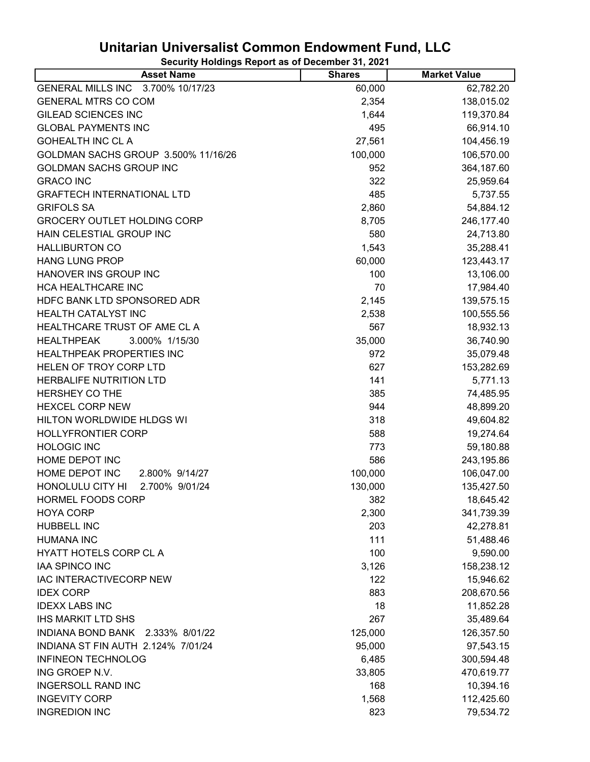# Unitarian Universalist Common Endowment Fund, LLC

**Security Holdings Report as of December 31, 2021**

| Asset Name | Shares | Market Value |
|---|---|---|
| GENERAL MILLS INC 3.700% 10/17/23 | 60,000 | 62,782.20 |
| GENERAL MTRS CO COM | 2,354 | 138,015.02 |
| GILEAD SCIENCES INC | 1,644 | 119,370.84 |
| GLOBAL PAYMENTS INC | 495 | 66,914.10 |
| GOHEALTH INC CL A | 27,561 | 104,456.19 |
| GOLDMAN SACHS GROUP 3.500% 11/16/26 | 100,000 | 106,570.00 |
| GOLDMAN SACHS GROUP INC | 952 | 364,187.60 |
| GRACO INC | 322 | 25,959.64 |
| GRAFTECH INTERNATIONAL LTD | 485 | 5,737.55 |
| GRIFOLS SA | 2,860 | 54,884.12 |
| GROCERY OUTLET HOLDING CORP | 8,705 | 246,177.40 |
| HAIN CELESTIAL GROUP INC | 580 | 24,713.80 |
| HALLIBURTON CO | 1,543 | 35,288.41 |
| HANG LUNG PROP | 60,000 | 123,443.17 |
| HANOVER INS GROUP INC | 100 | 13,106.00 |
| HCA HEALTHCARE INC | 70 | 17,984.40 |
| HDFC BANK LTD SPONSORED ADR | 2,145 | 139,575.15 |
| HEALTH CATALYST INC | 2,538 | 100,555.56 |
| HEALTHCARE TRUST OF AME CL A | 567 | 18,932.13 |
| HEALTHPEAK 3.000% 1/15/30 | 35,000 | 36,740.90 |
| HEALTHPEAK PROPERTIES INC | 972 | 35,079.48 |
| HELEN OF TROY CORP LTD | 627 | 153,282.69 |
| HERBALIFE NUTRITION LTD | 141 | 5,771.13 |
| HERSHEY CO THE | 385 | 74,485.95 |
| HEXCEL CORP NEW | 944 | 48,899.20 |
| HILTON WORLDWIDE HLDGS WI | 318 | 49,604.82 |
| HOLLYFRONTIER CORP | 588 | 19,274.64 |
| HOLOGIC INC | 773 | 59,180.88 |
| HOME DEPOT INC | 586 | 243,195.86 |
| HOME DEPOT INC 2.800% 9/14/27 | 100,000 | 106,047.00 |
| HONOLULU CITY HI 2.700% 9/01/24 | 130,000 | 135,427.50 |
| HORMEL FOODS CORP | 382 | 18,645.42 |
| HOYA CORP | 2,300 | 341,739.39 |
| HUBBELL INC | 203 | 42,278.81 |
| HUMANA INC | 111 | 51,488.46 |
| HYATT HOTELS CORP CL A | 100 | 9,590.00 |
| IAA SPINCO INC | 3,126 | 158,238.12 |
| IAC INTERACTIVECORP NEW | 122 | 15,946.62 |
| IDEX CORP | 883 | 208,670.56 |
| IDEXX LABS INC | 18 | 11,852.28 |
| IHS MARKIT LTD SHS | 267 | 35,489.64 |
| INDIANA BOND BANK 2.333% 8/01/22 | 125,000 | 126,357.50 |
| INDIANA ST FIN AUTH 2.124% 7/01/24 | 95,000 | 97,543.15 |
| INFINEON TECHNOLOG | 6,485 | 300,594.48 |
| ING GROEP N.V. | 33,805 | 470,619.77 |
| INGERSOLL RAND INC | 168 | 10,394.16 |
| INGEVITY CORP | 1,568 | 112,425.60 |
| INGREDION INC | 823 | 79,534.72 |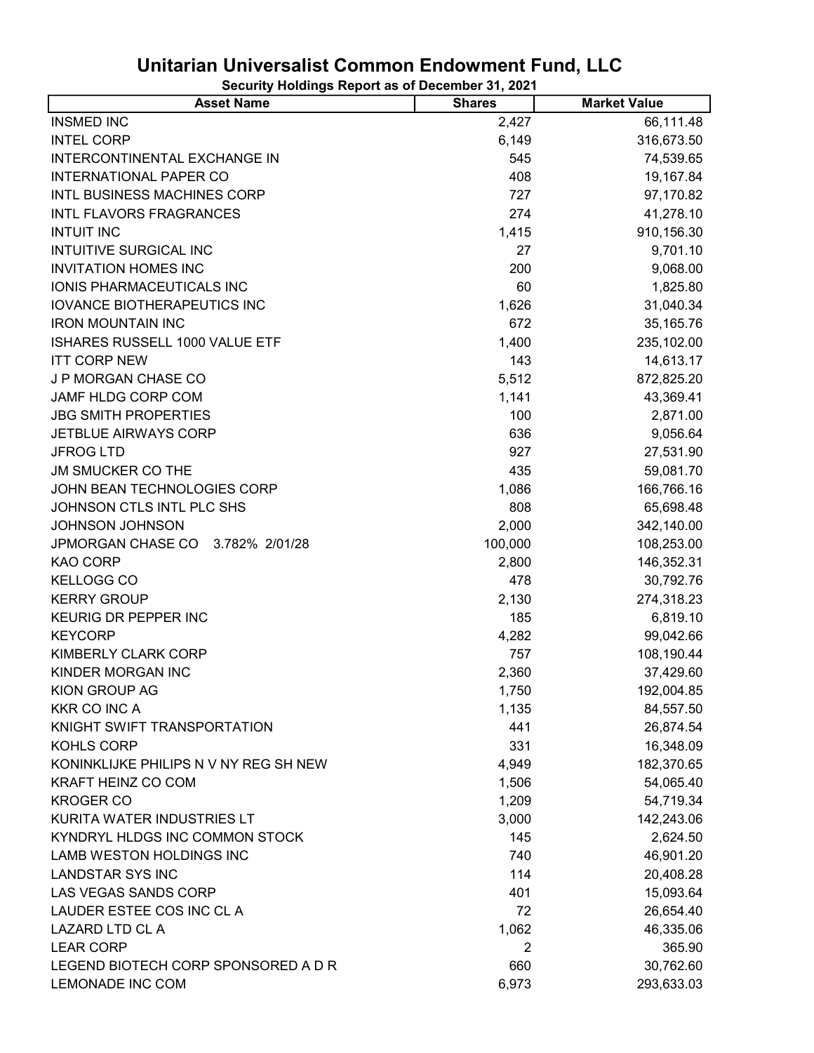# Unitarian Universalist Common Endowment Fund, LLC

**Security Holdings Report as of December 31, 2021**

| Asset Name | Shares | Market Value |
|---|---|---|
| INSMED INC | 2,427 | 66,111.48 |
| INTEL CORP | 6,149 | 316,673.50 |
| INTERCONTINENTAL EXCHANGE IN | 545 | 74,539.65 |
| INTERNATIONAL PAPER CO | 408 | 19,167.84 |
| INTL BUSINESS MACHINES CORP | 727 | 97,170.82 |
| INTL FLAVORS FRAGRANCES | 274 | 41,278.10 |
| INTUIT INC | 1,415 | 910,156.30 |
| INTUITIVE SURGICAL INC | 27 | 9,701.10 |
| INVITATION HOMES INC | 200 | 9,068.00 |
| IONIS PHARMACEUTICALS INC | 60 | 1,825.80 |
| IOVANCE BIOTHERAPEUTICS INC | 1,626 | 31,040.34 |
| IRON MOUNTAIN INC | 672 | 35,165.76 |
| ISHARES RUSSELL 1000 VALUE ETF | 1,400 | 235,102.00 |
| ITT CORP NEW | 143 | 14,613.17 |
| J P MORGAN CHASE CO | 5,512 | 872,825.20 |
| JAMF HLDG CORP COM | 1,141 | 43,369.41 |
| JBG SMITH PROPERTIES | 100 | 2,871.00 |
| JETBLUE AIRWAYS CORP | 636 | 9,056.64 |
| JFROG LTD | 927 | 27,531.90 |
| JM SMUCKER CO THE | 435 | 59,081.70 |
| JOHN BEAN TECHNOLOGIES CORP | 1,086 | 166,766.16 |
| JOHNSON CTLS INTL PLC SHS | 808 | 65,698.48 |
| JOHNSON JOHNSON | 2,000 | 342,140.00 |
| JPMORGAN CHASE CO 3.782% 2/01/28 | 100,000 | 108,253.00 |
| KAO CORP | 2,800 | 146,352.31 |
| KELLOGG CO | 478 | 30,792.76 |
| KERRY GROUP | 2,130 | 274,318.23 |
| KEURIG DR PEPPER INC | 185 | 6,819.10 |
| KEYCORP | 4,282 | 99,042.66 |
| KIMBERLY CLARK CORP | 757 | 108,190.44 |
| KINDER MORGAN INC | 2,360 | 37,429.60 |
| KION GROUP AG | 1,750 | 192,004.85 |
| KKR CO INC A | 1,135 | 84,557.50 |
| KNIGHT SWIFT TRANSPORTATION | 441 | 26,874.54 |
| KOHLS CORP | 331 | 16,348.09 |
| KONINKLIJKE PHILIPS N V NY REG SH NEW | 4,949 | 182,370.65 |
| KRAFT HEINZ CO COM | 1,506 | 54,065.40 |
| KROGER CO | 1,209 | 54,719.34 |
| KURITA WATER INDUSTRIES LT | 3,000 | 142,243.06 |
| KYNDRYL HLDGS INC COMMON STOCK | 145 | 2,624.50 |
| LAMB WESTON HOLDINGS INC | 740 | 46,901.20 |
| LANDSTAR SYS INC | 114 | 20,408.28 |
| LAS VEGAS SANDS CORP | 401 | 15,093.64 |
| LAUDER ESTEE COS INC CL A | 72 | 26,654.40 |
| LAZARD LTD CL A | 1,062 | 46,335.06 |
| LEAR CORP | 2 | 365.90 |
| LEGEND BIOTECH CORP SPONSORED A D R | 660 | 30,762.60 |
| LEMONADE INC COM | 6,973 | 293,633.03 |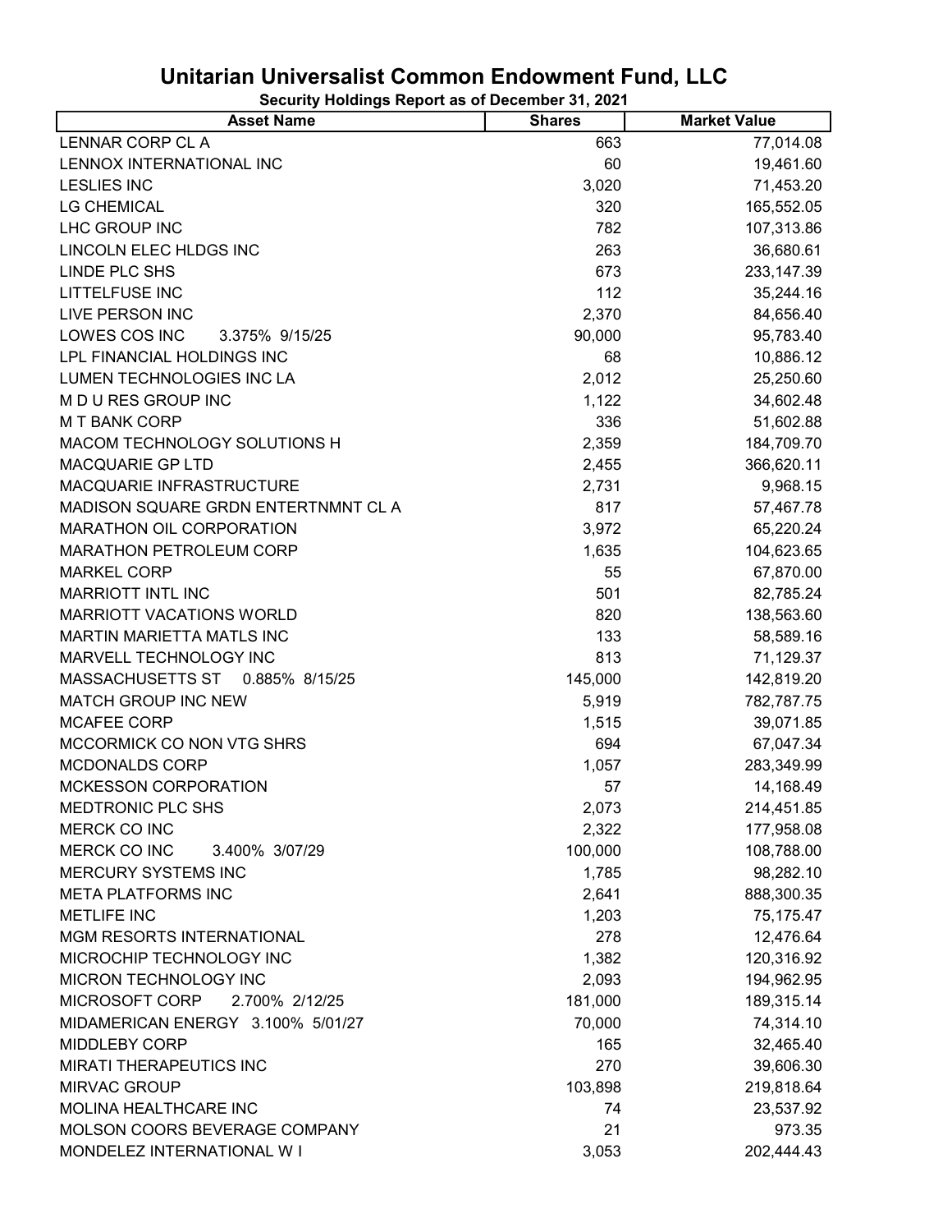# Unitarian Universalist Common Endowment Fund, LLC

**Security Holdings Report as of December 31, 2021**

| Asset Name | Shares | Market Value |
|---|---|---|
| LENNAR CORP CL A | 663 | 77,014.08 |
| LENNOX INTERNATIONAL INC | 60 | 19,461.60 |
| LESLIES INC | 3,020 | 71,453.20 |
| LG CHEMICAL | 320 | 165,552.05 |
| LHC GROUP INC | 782 | 107,313.86 |
| LINCOLN ELEC HLDGS INC | 263 | 36,680.61 |
| LINDE PLC SHS | 673 | 233,147.39 |
| LITTELFUSE INC | 112 | 35,244.16 |
| LIVE PERSON INC | 2,370 | 84,656.40 |
| LOWES COS INC 3.375% 9/15/25 | 90,000 | 95,783.40 |
| LPL FINANCIAL HOLDINGS INC | 68 | 10,886.12 |
| LUMEN TECHNOLOGIES INC LA | 2,012 | 25,250.60 |
| M D U RES GROUP INC | 1,122 | 34,602.48 |
| M T BANK CORP | 336 | 51,602.88 |
| MACOM TECHNOLOGY SOLUTIONS H | 2,359 | 184,709.70 |
| MACQUARIE GP LTD | 2,455 | 366,620.11 |
| MACQUARIE INFRASTRUCTURE | 2,731 | 9,968.15 |
| MADISON SQUARE GRDN ENTERTNMNT CL A | 817 | 57,467.78 |
| MARATHON OIL CORPORATION | 3,972 | 65,220.24 |
| MARATHON PETROLEUM CORP | 1,635 | 104,623.65 |
| MARKEL CORP | 55 | 67,870.00 |
| MARRIOTT INTL INC | 501 | 82,785.24 |
| MARRIOTT VACATIONS WORLD | 820 | 138,563.60 |
| MARTIN MARIETTA MATLS INC | 133 | 58,589.16 |
| MARVELL TECHNOLOGY INC | 813 | 71,129.37 |
| MASSACHUSETTS ST 0.885% 8/15/25 | 145,000 | 142,819.20 |
| MATCH GROUP INC NEW | 5,919 | 782,787.75 |
| MCAFEE CORP | 1,515 | 39,071.85 |
| MCCORMICK CO NON VTG SHRS | 694 | 67,047.34 |
| MCDONALDS CORP | 1,057 | 283,349.99 |
| MCKESSON CORPORATION | 57 | 14,168.49 |
| MEDTRONIC PLC SHS | 2,073 | 214,451.85 |
| MERCK CO INC | 2,322 | 177,958.08 |
| MERCK CO INC 3.400% 3/07/29 | 100,000 | 108,788.00 |
| MERCURY SYSTEMS INC | 1,785 | 98,282.10 |
| META PLATFORMS INC | 2,641 | 888,300.35 |
| METLIFE INC | 1,203 | 75,175.47 |
| MGM RESORTS INTERNATIONAL | 278 | 12,476.64 |
| MICROCHIP TECHNOLOGY INC | 1,382 | 120,316.92 |
| MICRON TECHNOLOGY INC | 2,093 | 194,962.95 |
| MICROSOFT CORP 2.700% 2/12/25 | 181,000 | 189,315.14 |
| MIDAMERICAN ENERGY 3.100% 5/01/27 | 70,000 | 74,314.10 |
| MIDDLEBY CORP | 165 | 32,465.40 |
| MIRATI THERAPEUTICS INC | 270 | 39,606.30 |
| MIRVAC GROUP | 103,898 | 219,818.64 |
| MOLINA HEALTHCARE INC | 74 | 23,537.92 |
| MOLSON COORS BEVERAGE COMPANY | 21 | 973.35 |
| MONDELEZ INTERNATIONAL W I | 3,053 | 202,444.43 |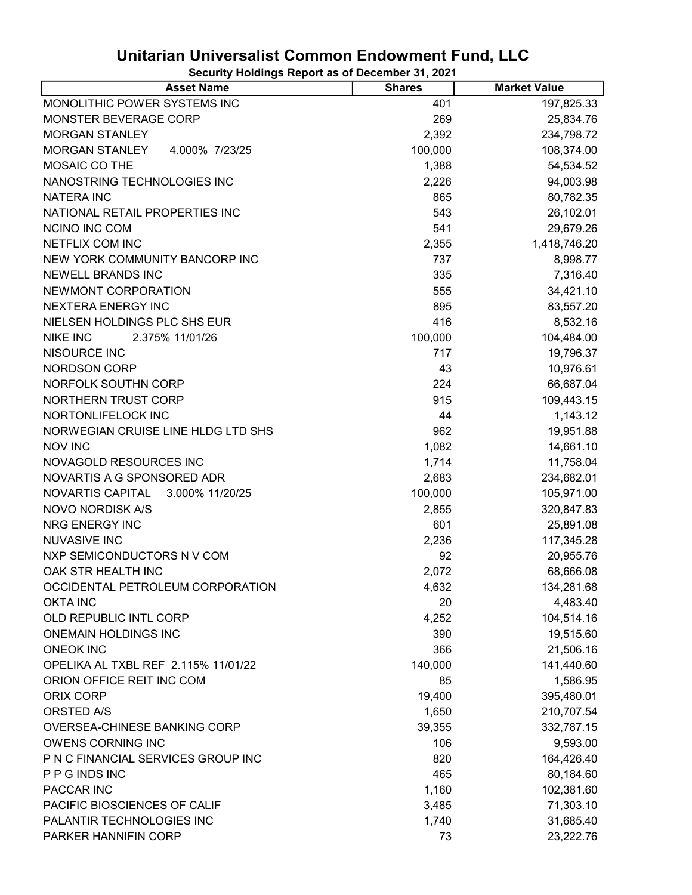# Unitarian Universalist Common Endowment Fund, LLC

**Security Holdings Report as of December 31, 2021**

| Asset Name | Shares | Market Value |
|---|---|---|
| MONOLITHIC POWER SYSTEMS INC | 401 | 197,825.33 |
| MONSTER BEVERAGE CORP | 269 | 25,834.76 |
| MORGAN STANLEY | 2,392 | 234,798.72 |
| MORGAN STANLEY 4.000% 7/23/25 | 100,000 | 108,374.00 |
| MOSAIC CO THE | 1,388 | 54,534.52 |
| NANOSTRING TECHNOLOGIES INC | 2,226 | 94,003.98 |
| NATERA INC | 865 | 80,782.35 |
| NATIONAL RETAIL PROPERTIES INC | 543 | 26,102.01 |
| NCINO INC COM | 541 | 29,679.26 |
| NETFLIX COM INC | 2,355 | 1,418,746.20 |
| NEW YORK COMMUNITY BANCORP INC | 737 | 8,998.77 |
| NEWELL BRANDS INC | 335 | 7,316.40 |
| NEWMONT CORPORATION | 555 | 34,421.10 |
| NEXTERA ENERGY INC | 895 | 83,557.20 |
| NIELSEN HOLDINGS PLC SHS EUR | 416 | 8,532.16 |
| NIKE INC 2.375% 11/01/26 | 100,000 | 104,484.00 |
| NISOURCE INC | 717 | 19,796.37 |
| NORDSON CORP | 43 | 10,976.61 |
| NORFOLK SOUTHN CORP | 224 | 66,687.04 |
| NORTHERN TRUST CORP | 915 | 109,443.15 |
| NORTONLIFELOCK INC | 44 | 1,143.12 |
| NORWEGIAN CRUISE LINE HLDG LTD SHS | 962 | 19,951.88 |
| NOV INC | 1,082 | 14,661.10 |
| NOVAGOLD RESOURCES INC | 1,714 | 11,758.04 |
| NOVARTIS A G SPONSORED ADR | 2,683 | 234,682.01 |
| NOVARTIS CAPITAL 3.000% 11/20/25 | 100,000 | 105,971.00 |
| NOVO NORDISK A/S | 2,855 | 320,847.83 |
| NRG ENERGY INC | 601 | 25,891.08 |
| NUVASIVE INC | 2,236 | 117,345.28 |
| NXP SEMICONDUCTORS N V COM | 92 | 20,955.76 |
| OAK STR HEALTH INC | 2,072 | 68,666.08 |
| OCCIDENTAL PETROLEUM CORPORATION | 4,632 | 134,281.68 |
| OKTA INC | 20 | 4,483.40 |
| OLD REPUBLIC INTL CORP | 4,252 | 104,514.16 |
| ONEMAIN HOLDINGS INC | 390 | 19,515.60 |
| ONEOK INC | 366 | 21,506.16 |
| OPELIKA AL TXBL REF 2.115% 11/01/22 | 140,000 | 141,440.60 |
| ORION OFFICE REIT INC COM | 85 | 1,586.95 |
| ORIX CORP | 19,400 | 395,480.01 |
| ORSTED A/S | 1,650 | 210,707.54 |
| OVERSEA-CHINESE BANKING CORP | 39,355 | 332,787.15 |
| OWENS CORNING INC | 106 | 9,593.00 |
| P N C FINANCIAL SERVICES GROUP INC | 820 | 164,426.40 |
| P P G INDS INC | 465 | 80,184.60 |
| PACCAR INC | 1,160 | 102,381.60 |
| PACIFIC BIOSCIENCES OF CALIF | 3,485 | 71,303.10 |
| PALANTIR TECHNOLOGIES INC | 1,740 | 31,685.40 |
| PARKER HANNIFIN CORP | 73 | 23,222.76 |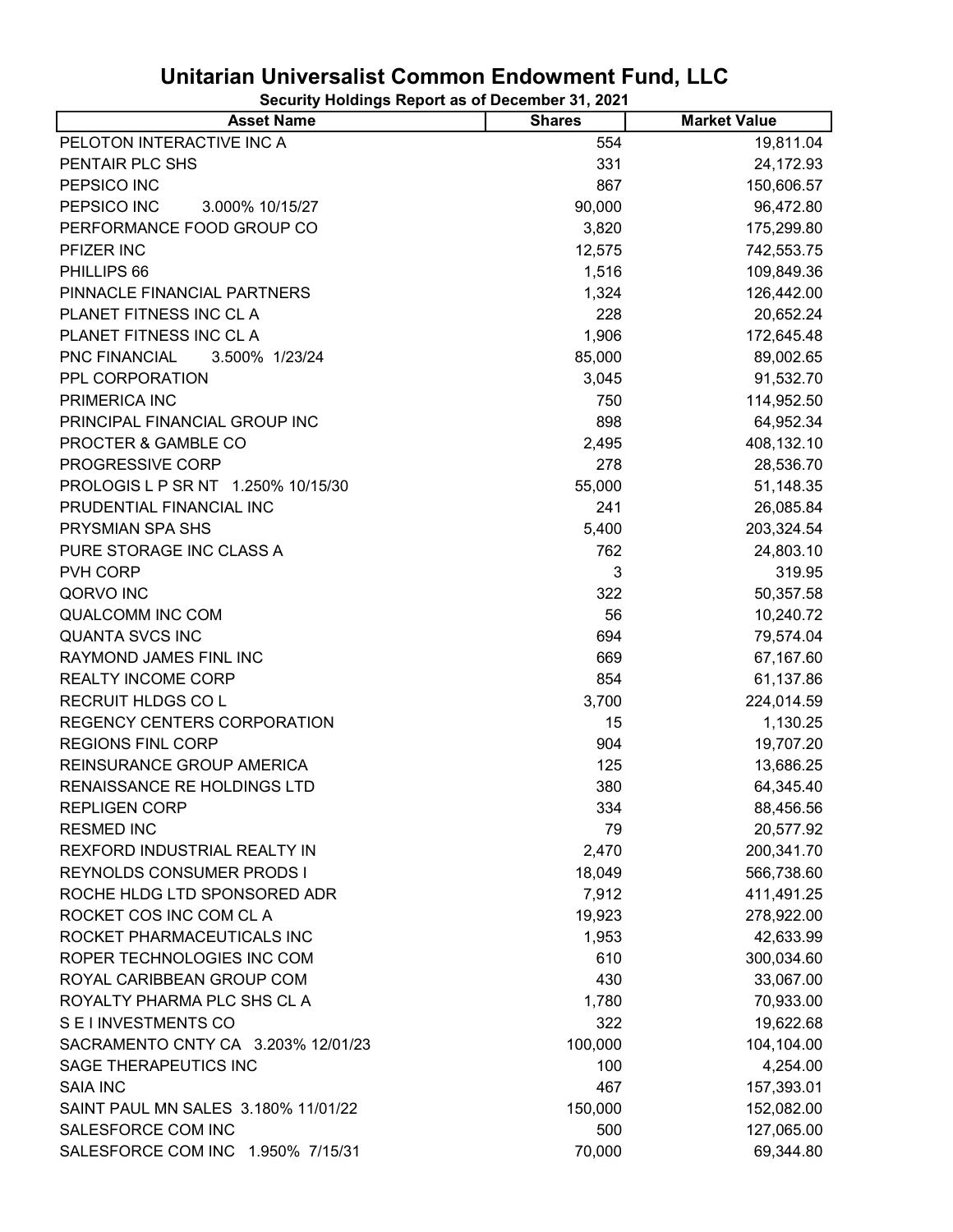# Unitarian Universalist Common Endowment Fund, LLC

**Security Holdings Report as of December 31, 2021**

| Asset Name | Shares | Market Value |
|---|---|---|
| PELOTON INTERACTIVE INC A | 554 | 19,811.04 |
| PENTAIR PLC SHS | 331 | 24,172.93 |
| PEPSICO INC | 867 | 150,606.57 |
| PEPSICO INC 3.000% 10/15/27 | 90,000 | 96,472.80 |
| PERFORMANCE FOOD GROUP CO | 3,820 | 175,299.80 |
| PFIZER INC | 12,575 | 742,553.75 |
| PHILLIPS 66 | 1,516 | 109,849.36 |
| PINNACLE FINANCIAL PARTNERS | 1,324 | 126,442.00 |
| PLANET FITNESS INC CL A | 228 | 20,652.24 |
| PLANET FITNESS INC CL A | 1,906 | 172,645.48 |
| PNC FINANCIAL 3.500% 1/23/24 | 85,000 | 89,002.65 |
| PPL CORPORATION | 3,045 | 91,532.70 |
| PRIMERICA INC | 750 | 114,952.50 |
| PRINCIPAL FINANCIAL GROUP INC | 898 | 64,952.34 |
| PROCTER & GAMBLE CO | 2,495 | 408,132.10 |
| PROGRESSIVE CORP | 278 | 28,536.70 |
| PROLOGIS L P SR NT 1.250% 10/15/30 | 55,000 | 51,148.35 |
| PRUDENTIAL FINANCIAL INC | 241 | 26,085.84 |
| PRYSMIAN SPA SHS | 5,400 | 203,324.54 |
| PURE STORAGE INC CLASS A | 762 | 24,803.10 |
| PVH CORP | 3 | 319.95 |
| QORVO INC | 322 | 50,357.58 |
| QUALCOMM INC COM | 56 | 10,240.72 |
| QUANTA SVCS INC | 694 | 79,574.04 |
| RAYMOND JAMES FINL INC | 669 | 67,167.60 |
| REALTY INCOME CORP | 854 | 61,137.86 |
| RECRUIT HLDGS CO L | 3,700 | 224,014.59 |
| REGENCY CENTERS CORPORATION | 15 | 1,130.25 |
| REGIONS FINL CORP | 904 | 19,707.20 |
| REINSURANCE GROUP AMERICA | 125 | 13,686.25 |
| RENAISSANCE RE HOLDINGS LTD | 380 | 64,345.40 |
| REPLIGEN CORP | 334 | 88,456.56 |
| RESMED INC | 79 | 20,577.92 |
| REXFORD INDUSTRIAL REALTY IN | 2,470 | 200,341.70 |
| REYNOLDS CONSUMER PRODS I | 18,049 | 566,738.60 |
| ROCHE HLDG LTD SPONSORED ADR | 7,912 | 411,491.25 |
| ROCKET COS INC COM CL A | 19,923 | 278,922.00 |
| ROCKET PHARMACEUTICALS INC | 1,953 | 42,633.99 |
| ROPER TECHNOLOGIES INC COM | 610 | 300,034.60 |
| ROYAL CARIBBEAN GROUP COM | 430 | 33,067.00 |
| ROYALTY PHARMA PLC SHS CL A | 1,780 | 70,933.00 |
| S E I INVESTMENTS CO | 322 | 19,622.68 |
| SACRAMENTO CNTY CA 3.203% 12/01/23 | 100,000 | 104,104.00 |
| SAGE THERAPEUTICS INC | 100 | 4,254.00 |
| SAIA INC | 467 | 157,393.01 |
| SAINT PAUL MN SALES 3.180% 11/01/22 | 150,000 | 152,082.00 |
| SALESFORCE COM INC | 500 | 127,065.00 |
| SALESFORCE COM INC 1.950% 7/15/31 | 70,000 | 69,344.80 |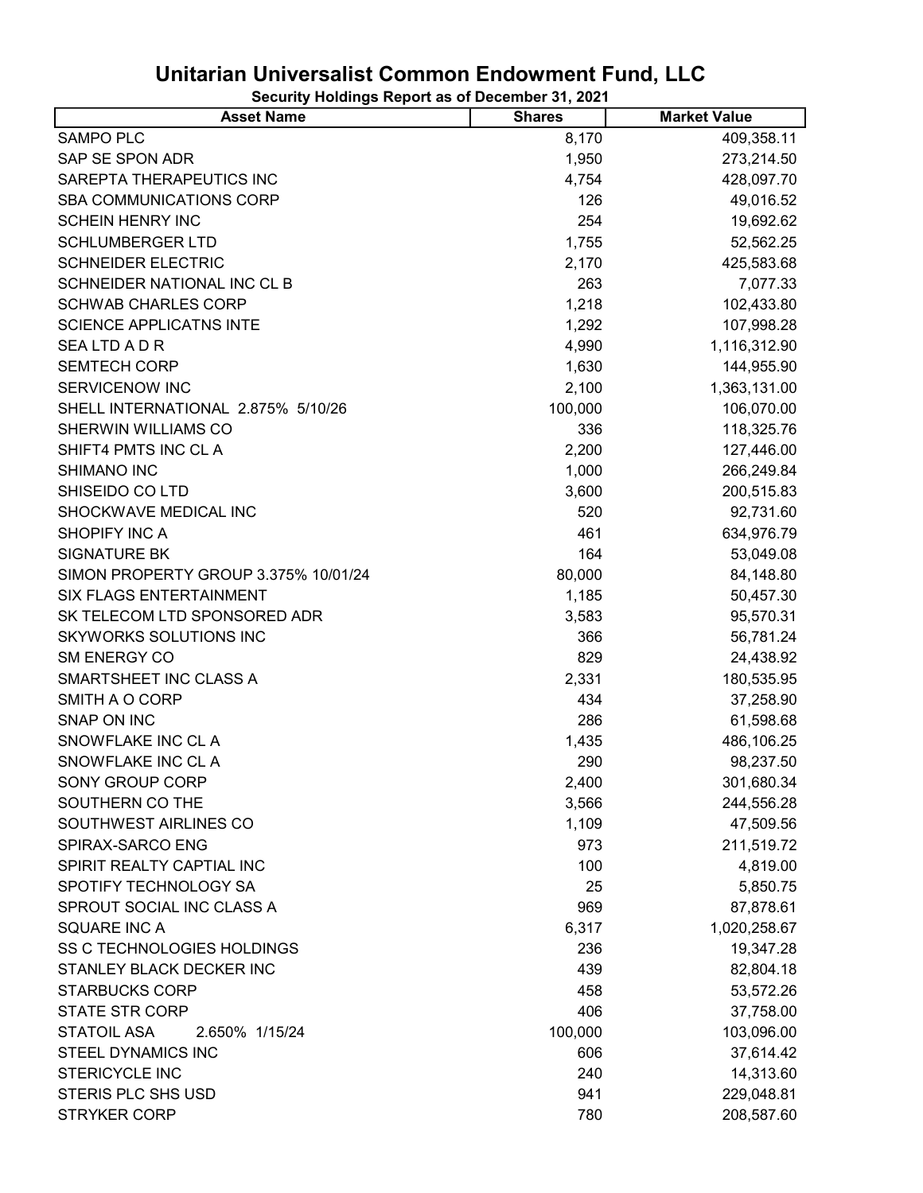# Unitarian Universalist Common Endowment Fund, LLC

**Security Holdings Report as of December 31, 2021**

| Asset Name | Shares | Market Value |
|---|---|---|
| SAMPO PLC | 8,170 | 409,358.11 |
| SAP SE SPON ADR | 1,950 | 273,214.50 |
| SAREPTA THERAPEUTICS INC | 4,754 | 428,097.70 |
| SBA COMMUNICATIONS CORP | 126 | 49,016.52 |
| SCHEIN HENRY INC | 254 | 19,692.62 |
| SCHLUMBERGER LTD | 1,755 | 52,562.25 |
| SCHNEIDER ELECTRIC | 2,170 | 425,583.68 |
| SCHNEIDER NATIONAL INC CL B | 263 | 7,077.33 |
| SCHWAB CHARLES CORP | 1,218 | 102,433.80 |
| SCIENCE APPLICATNS INTE | 1,292 | 107,998.28 |
| SEA LTD A D R | 4,990 | 1,116,312.90 |
| SEMTECH CORP | 1,630 | 144,955.90 |
| SERVICENOW INC | 2,100 | 1,363,131.00 |
| SHELL INTERNATIONAL 2.875% 5/10/26 | 100,000 | 106,070.00 |
| SHERWIN WILLIAMS CO | 336 | 118,325.76 |
| SHIFT4 PMTS INC CL A | 2,200 | 127,446.00 |
| SHIMANO INC | 1,000 | 266,249.84 |
| SHISEIDO CO LTD | 3,600 | 200,515.83 |
| SHOCKWAVE MEDICAL INC | 520 | 92,731.60 |
| SHOPIFY INC A | 461 | 634,976.79 |
| SIGNATURE BK | 164 | 53,049.08 |
| SIMON PROPERTY GROUP 3.375% 10/01/24 | 80,000 | 84,148.80 |
| SIX FLAGS ENTERTAINMENT | 1,185 | 50,457.30 |
| SK TELECOM LTD SPONSORED ADR | 3,583 | 95,570.31 |
| SKYWORKS SOLUTIONS INC | 366 | 56,781.24 |
| SM ENERGY CO | 829 | 24,438.92 |
| SMARTSHEET INC CLASS A | 2,331 | 180,535.95 |
| SMITH A O CORP | 434 | 37,258.90 |
| SNAP ON INC | 286 | 61,598.68 |
| SNOWFLAKE INC CL A | 1,435 | 486,106.25 |
| SNOWFLAKE INC CL A | 290 | 98,237.50 |
| SONY GROUP CORP | 2,400 | 301,680.34 |
| SOUTHERN CO THE | 3,566 | 244,556.28 |
| SOUTHWEST AIRLINES CO | 1,109 | 47,509.56 |
| SPIRAX-SARCO ENG | 973 | 211,519.72 |
| SPIRIT REALTY CAPTIAL INC | 100 | 4,819.00 |
| SPOTIFY TECHNOLOGY SA | 25 | 5,850.75 |
| SPROUT SOCIAL INC CLASS A | 969 | 87,878.61 |
| SQUARE INC A | 6,317 | 1,020,258.67 |
| SS C TECHNOLOGIES HOLDINGS | 236 | 19,347.28 |
| STANLEY BLACK DECKER INC | 439 | 82,804.18 |
| STARBUCKS CORP | 458 | 53,572.26 |
| STATE STR CORP | 406 | 37,758.00 |
| STATOIL ASA 2.650% 1/15/24 | 100,000 | 103,096.00 |
| STEEL DYNAMICS INC | 606 | 37,614.42 |
| STERICYCLE INC | 240 | 14,313.60 |
| STERIS PLC SHS USD | 941 | 229,048.81 |
| STRYKER CORP | 780 | 208,587.60 |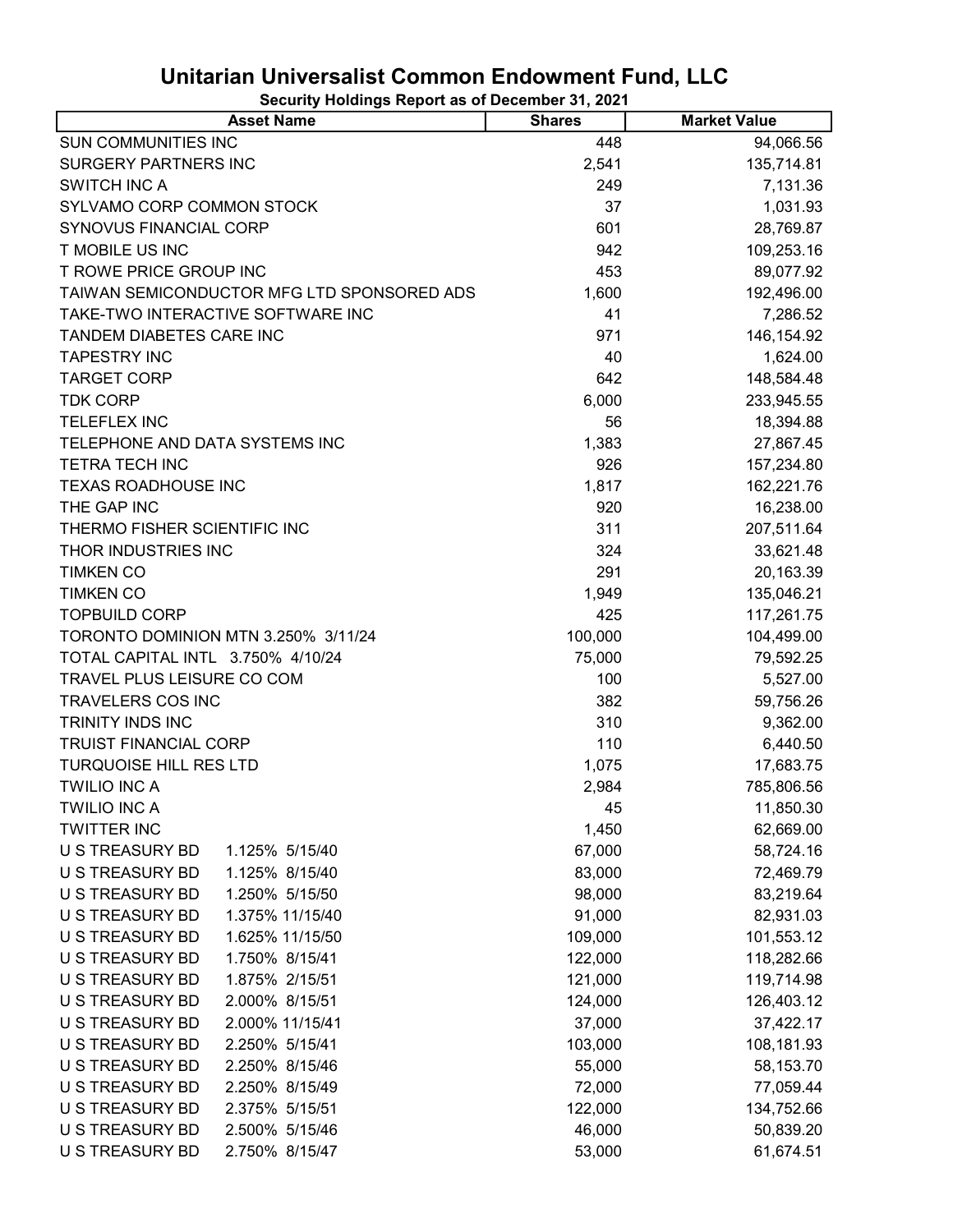# Unitarian Universalist Common Endowment Fund, LLC

**Security Holdings Report as of December 31, 2021**

| Asset Name | Shares | Market Value |
|---|---|---|
| SUN COMMUNITIES INC | 448 | 94,066.56 |
| SURGERY PARTNERS INC | 2,541 | 135,714.81 |
| SWITCH INC A | 249 | 7,131.36 |
| SYLVAMO CORP COMMON STOCK | 37 | 1,031.93 |
| SYNOVUS FINANCIAL CORP | 601 | 28,769.87 |
| T MOBILE US INC | 942 | 109,253.16 |
| T ROWE PRICE GROUP INC | 453 | 89,077.92 |
| TAIWAN SEMICONDUCTOR MFG LTD SPONSORED ADS | 1,600 | 192,496.00 |
| TAKE-TWO INTERACTIVE SOFTWARE INC | 41 | 7,286.52 |
| TANDEM DIABETES CARE INC | 971 | 146,154.92 |
| TAPESTRY INC | 40 | 1,624.00 |
| TARGET CORP | 642 | 148,584.48 |
| TDK CORP | 6,000 | 233,945.55 |
| TELEFLEX INC | 56 | 18,394.88 |
| TELEPHONE AND DATA SYSTEMS INC | 1,383 | 27,867.45 |
| TETRA TECH INC | 926 | 157,234.80 |
| TEXAS ROADHOUSE INC | 1,817 | 162,221.76 |
| THE GAP INC | 920 | 16,238.00 |
| THERMO FISHER SCIENTIFIC INC | 311 | 207,511.64 |
| THOR INDUSTRIES INC | 324 | 33,621.48 |
| TIMKEN CO | 291 | 20,163.39 |
| TIMKEN CO | 1,949 | 135,046.21 |
| TOPBUILD CORP | 425 | 117,261.75 |
| TORONTO DOMINION MTN 3.250% 3/11/24 | 100,000 | 104,499.00 |
| TOTAL CAPITAL INTL 3.750% 4/10/24 | 75,000 | 79,592.25 |
| TRAVEL PLUS LEISURE CO COM | 100 | 5,527.00 |
| TRAVELERS COS INC | 382 | 59,756.26 |
| TRINITY INDS INC | 310 | 9,362.00 |
| TRUIST FINANCIAL CORP | 110 | 6,440.50 |
| TURQUOISE HILL RES LTD | 1,075 | 17,683.75 |
| TWILIO INC A | 2,984 | 785,806.56 |
| TWILIO INC A | 45 | 11,850.30 |
| TWITTER INC | 1,450 | 62,669.00 |
| U S TREASURY BD 1.125% 5/15/40 | 67,000 | 58,724.16 |
| U S TREASURY BD 1.125% 8/15/40 | 83,000 | 72,469.79 |
| U S TREASURY BD 1.250% 5/15/50 | 98,000 | 83,219.64 |
| U S TREASURY BD 1.375% 11/15/40 | 91,000 | 82,931.03 |
| U S TREASURY BD 1.625% 11/15/50 | 109,000 | 101,553.12 |
| U S TREASURY BD 1.750% 8/15/41 | 122,000 | 118,282.66 |
| U S TREASURY BD 1.875% 2/15/51 | 121,000 | 119,714.98 |
| U S TREASURY BD 2.000% 8/15/51 | 124,000 | 126,403.12 |
| U S TREASURY BD 2.000% 11/15/41 | 37,000 | 37,422.17 |
| U S TREASURY BD 2.250% 5/15/41 | 103,000 | 108,181.93 |
| U S TREASURY BD 2.250% 8/15/46 | 55,000 | 58,153.70 |
| U S TREASURY BD 2.250% 8/15/49 | 72,000 | 77,059.44 |
| U S TREASURY BD 2.375% 5/15/51 | 122,000 | 134,752.66 |
| U S TREASURY BD 2.500% 5/15/46 | 46,000 | 50,839.20 |
| U S TREASURY BD 2.750% 8/15/47 | 53,000 | 61,674.51 |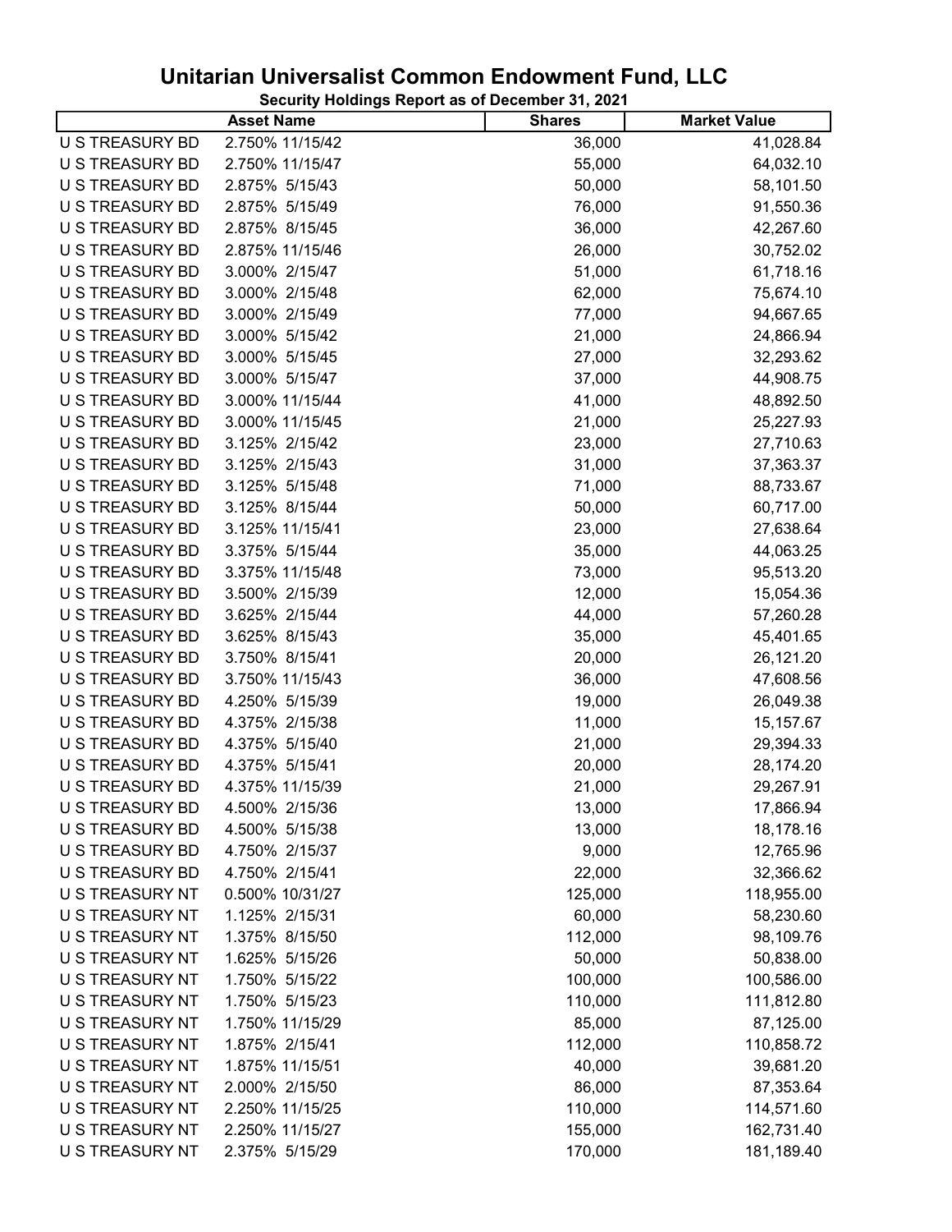# Unitarian Universalist Common Endowment Fund, LLC

**Security Holdings Report as of December 31, 2021**

| Asset Name | | Shares | Market Value |
|---|---|---|---|
| U S TREASURY BD | 2.750% 11/15/42 | 36,000 | 41,028.84 |
| U S TREASURY BD | 2.750% 11/15/47 | 55,000 | 64,032.10 |
| U S TREASURY BD | 2.875% 5/15/43 | 50,000 | 58,101.50 |
| U S TREASURY BD | 2.875% 5/15/49 | 76,000 | 91,550.36 |
| U S TREASURY BD | 2.875% 8/15/45 | 36,000 | 42,267.60 |
| U S TREASURY BD | 2.875% 11/15/46 | 26,000 | 30,752.02 |
| U S TREASURY BD | 3.000% 2/15/47 | 51,000 | 61,718.16 |
| U S TREASURY BD | 3.000% 2/15/48 | 62,000 | 75,674.10 |
| U S TREASURY BD | 3.000% 2/15/49 | 77,000 | 94,667.65 |
| U S TREASURY BD | 3.000% 5/15/42 | 21,000 | 24,866.94 |
| U S TREASURY BD | 3.000% 5/15/45 | 27,000 | 32,293.62 |
| U S TREASURY BD | 3.000% 5/15/47 | 37,000 | 44,908.75 |
| U S TREASURY BD | 3.000% 11/15/44 | 41,000 | 48,892.50 |
| U S TREASURY BD | 3.000% 11/15/45 | 21,000 | 25,227.93 |
| U S TREASURY BD | 3.125% 2/15/42 | 23,000 | 27,710.63 |
| U S TREASURY BD | 3.125% 2/15/43 | 31,000 | 37,363.37 |
| U S TREASURY BD | 3.125% 5/15/48 | 71,000 | 88,733.67 |
| U S TREASURY BD | 3.125% 8/15/44 | 50,000 | 60,717.00 |
| U S TREASURY BD | 3.125% 11/15/41 | 23,000 | 27,638.64 |
| U S TREASURY BD | 3.375% 5/15/44 | 35,000 | 44,063.25 |
| U S TREASURY BD | 3.375% 11/15/48 | 73,000 | 95,513.20 |
| U S TREASURY BD | 3.500% 2/15/39 | 12,000 | 15,054.36 |
| U S TREASURY BD | 3.625% 2/15/44 | 44,000 | 57,260.28 |
| U S TREASURY BD | 3.625% 8/15/43 | 35,000 | 45,401.65 |
| U S TREASURY BD | 3.750% 8/15/41 | 20,000 | 26,121.20 |
| U S TREASURY BD | 3.750% 11/15/43 | 36,000 | 47,608.56 |
| U S TREASURY BD | 4.250% 5/15/39 | 19,000 | 26,049.38 |
| U S TREASURY BD | 4.375% 2/15/38 | 11,000 | 15,157.67 |
| U S TREASURY BD | 4.375% 5/15/40 | 21,000 | 29,394.33 |
| U S TREASURY BD | 4.375% 5/15/41 | 20,000 | 28,174.20 |
| U S TREASURY BD | 4.375% 11/15/39 | 21,000 | 29,267.91 |
| U S TREASURY BD | 4.500% 2/15/36 | 13,000 | 17,866.94 |
| U S TREASURY BD | 4.500% 5/15/38 | 13,000 | 18,178.16 |
| U S TREASURY BD | 4.750% 2/15/37 | 9,000 | 12,765.96 |
| U S TREASURY BD | 4.750% 2/15/41 | 22,000 | 32,366.62 |
| U S TREASURY NT | 0.500% 10/31/27 | 125,000 | 118,955.00 |
| U S TREASURY NT | 1.125% 2/15/31 | 60,000 | 58,230.60 |
| U S TREASURY NT | 1.375% 8/15/50 | 112,000 | 98,109.76 |
| U S TREASURY NT | 1.625% 5/15/26 | 50,000 | 50,838.00 |
| U S TREASURY NT | 1.750% 5/15/22 | 100,000 | 100,586.00 |
| U S TREASURY NT | 1.750% 5/15/23 | 110,000 | 111,812.80 |
| U S TREASURY NT | 1.750% 11/15/29 | 85,000 | 87,125.00 |
| U S TREASURY NT | 1.875% 2/15/41 | 112,000 | 110,858.72 |
| U S TREASURY NT | 1.875% 11/15/51 | 40,000 | 39,681.20 |
| U S TREASURY NT | 2.000% 2/15/50 | 86,000 | 87,353.64 |
| U S TREASURY NT | 2.250% 11/15/25 | 110,000 | 114,571.60 |
| U S TREASURY NT | 2.250% 11/15/27 | 155,000 | 162,731.40 |
| U S TREASURY NT | 2.375% 5/15/29 | 170,000 | 181,189.40 |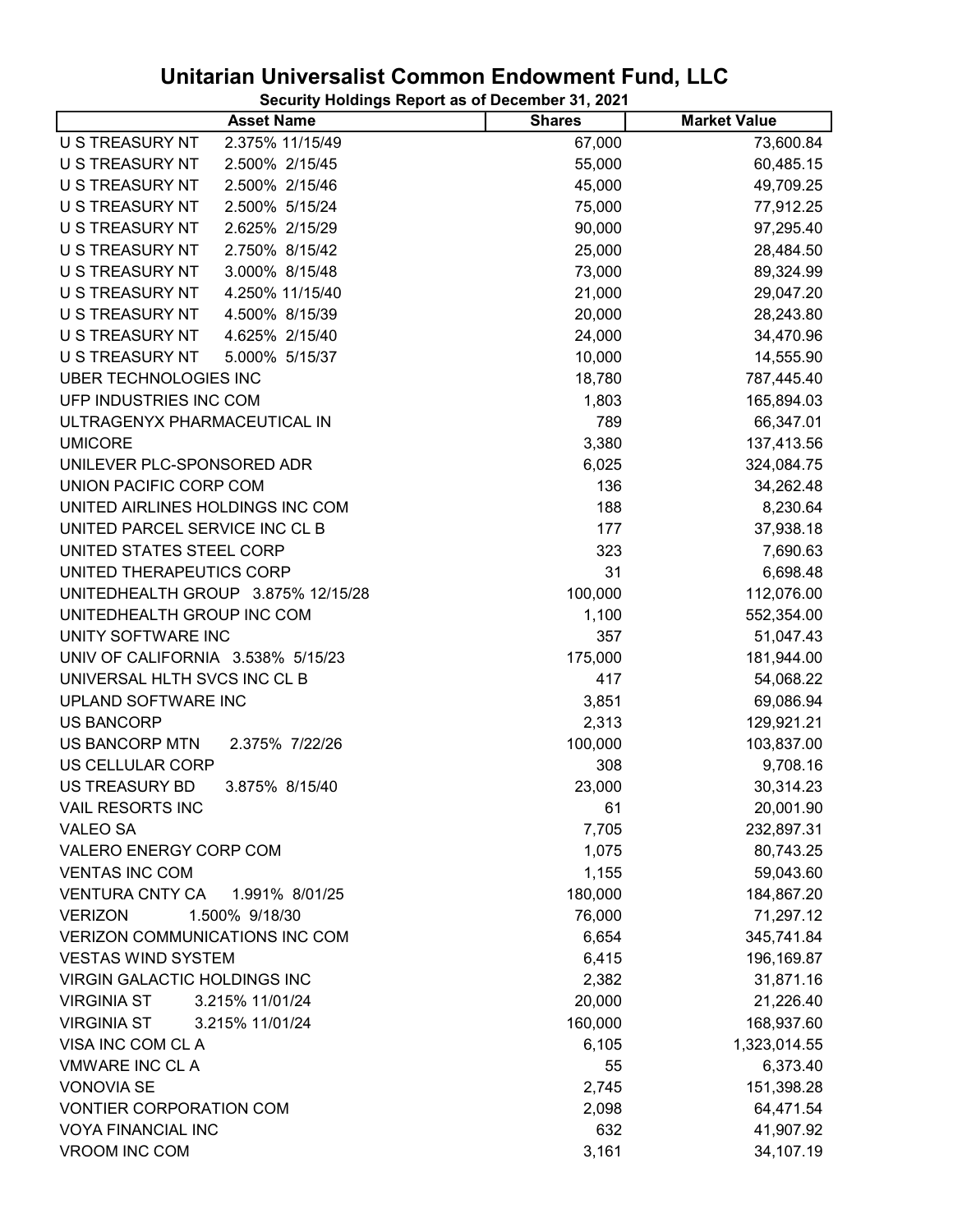# Unitarian Universalist Common Endowment Fund, LLC

**Security Holdings Report as of December 31, 2021**

| Asset Name | Shares | Market Value |
|---|---|---|
| U S TREASURY NT 2.375% 11/15/49 | 67,000 | 73,600.84 |
| U S TREASURY NT 2.500% 2/15/45 | 55,000 | 60,485.15 |
| U S TREASURY NT 2.500% 2/15/46 | 45,000 | 49,709.25 |
| U S TREASURY NT 2.500% 5/15/24 | 75,000 | 77,912.25 |
| U S TREASURY NT 2.625% 2/15/29 | 90,000 | 97,295.40 |
| U S TREASURY NT 2.750% 8/15/42 | 25,000 | 28,484.50 |
| U S TREASURY NT 3.000% 8/15/48 | 73,000 | 89,324.99 |
| U S TREASURY NT 4.250% 11/15/40 | 21,000 | 29,047.20 |
| U S TREASURY NT 4.500% 8/15/39 | 20,000 | 28,243.80 |
| U S TREASURY NT 4.625% 2/15/40 | 24,000 | 34,470.96 |
| U S TREASURY NT 5.000% 5/15/37 | 10,000 | 14,555.90 |
| UBER TECHNOLOGIES INC | 18,780 | 787,445.40 |
| UFP INDUSTRIES INC COM | 1,803 | 165,894.03 |
| ULTRAGENYX PHARMACEUTICAL IN | 789 | 66,347.01 |
| UMICORE | 3,380 | 137,413.56 |
| UNILEVER PLC-SPONSORED ADR | 6,025 | 324,084.75 |
| UNION PACIFIC CORP COM | 136 | 34,262.48 |
| UNITED AIRLINES HOLDINGS INC COM | 188 | 8,230.64 |
| UNITED PARCEL SERVICE INC CL B | 177 | 37,938.18 |
| UNITED STATES STEEL CORP | 323 | 7,690.63 |
| UNITED THERAPEUTICS CORP | 31 | 6,698.48 |
| UNITEDHEALTH GROUP 3.875% 12/15/28 | 100,000 | 112,076.00 |
| UNITEDHEALTH GROUP INC COM | 1,100 | 552,354.00 |
| UNITY SOFTWARE INC | 357 | 51,047.43 |
| UNIV OF CALIFORNIA 3.538% 5/15/23 | 175,000 | 181,944.00 |
| UNIVERSAL HLTH SVCS INC CL B | 417 | 54,068.22 |
| UPLAND SOFTWARE INC | 3,851 | 69,086.94 |
| US BANCORP | 2,313 | 129,921.21 |
| US BANCORP MTN 2.375% 7/22/26 | 100,000 | 103,837.00 |
| US CELLULAR CORP | 308 | 9,708.16 |
| US TREASURY BD 3.875% 8/15/40 | 23,000 | 30,314.23 |
| VAIL RESORTS INC | 61 | 20,001.90 |
| VALEO SA | 7,705 | 232,897.31 |
| VALERO ENERGY CORP COM | 1,075 | 80,743.25 |
| VENTAS INC COM | 1,155 | 59,043.60 |
| VENTURA CNTY CA 1.991% 8/01/25 | 180,000 | 184,867.20 |
| VERIZON 1.500% 9/18/30 | 76,000 | 71,297.12 |
| VERIZON COMMUNICATIONS INC COM | 6,654 | 345,741.84 |
| VESTAS WIND SYSTEM | 6,415 | 196,169.87 |
| VIRGIN GALACTIC HOLDINGS INC | 2,382 | 31,871.16 |
| VIRGINIA ST 3.215% 11/01/24 | 20,000 | 21,226.40 |
| VIRGINIA ST 3.215% 11/01/24 | 160,000 | 168,937.60 |
| VISA INC COM CL A | 6,105 | 1,323,014.55 |
| VMWARE INC CL A | 55 | 6,373.40 |
| VONOVIA SE | 2,745 | 151,398.28 |
| VONTIER CORPORATION COM | 2,098 | 64,471.54 |
| VOYA FINANCIAL INC | 632 | 41,907.92 |
| VROOM INC COM | 3,161 | 34,107.19 |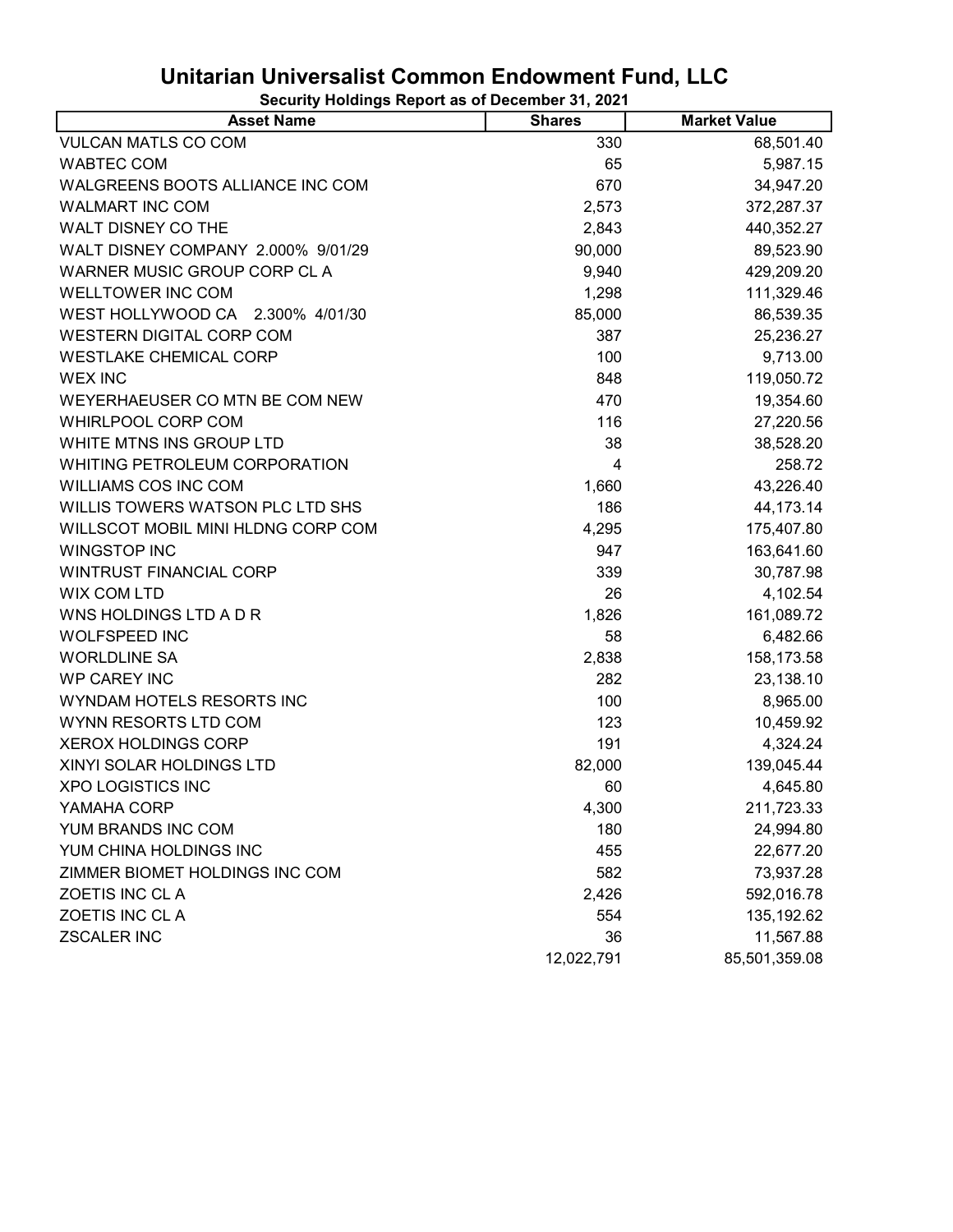# Unitarian Universalist Common Endowment Fund, LLC

**Security Holdings Report as of December 31, 2021**

| Asset Name | Shares | Market Value |
|---|---|---|
| VULCAN MATLS CO COM | 330 | 68,501.40 |
| WABTEC COM | 65 | 5,987.15 |
| WALGREENS BOOTS ALLIANCE INC COM | 670 | 34,947.20 |
| WALMART INC COM | 2,573 | 372,287.37 |
| WALT DISNEY CO THE | 2,843 | 440,352.27 |
| WALT DISNEY COMPANY 2.000% 9/01/29 | 90,000 | 89,523.90 |
| WARNER MUSIC GROUP CORP CL A | 9,940 | 429,209.20 |
| WELLTOWER INC COM | 1,298 | 111,329.46 |
| WEST HOLLYWOOD CA 2.300% 4/01/30 | 85,000 | 86,539.35 |
| WESTERN DIGITAL CORP COM | 387 | 25,236.27 |
| WESTLAKE CHEMICAL CORP | 100 | 9,713.00 |
| WEX INC | 848 | 119,050.72 |
| WEYERHAEUSER CO MTN BE COM NEW | 470 | 19,354.60 |
| WHIRLPOOL CORP COM | 116 | 27,220.56 |
| WHITE MTNS INS GROUP LTD | 38 | 38,528.20 |
| WHITING PETROLEUM CORPORATION | 4 | 258.72 |
| WILLIAMS COS INC COM | 1,660 | 43,226.40 |
| WILLIS TOWERS WATSON PLC LTD SHS | 186 | 44,173.14 |
| WILLSCOT MOBIL MINI HLDNG CORP COM | 4,295 | 175,407.80 |
| WINGSTOP INC | 947 | 163,641.60 |
| WINTRUST FINANCIAL CORP | 339 | 30,787.98 |
| WIX COM LTD | 26 | 4,102.54 |
| WNS HOLDINGS LTD A D R | 1,826 | 161,089.72 |
| WOLFSPEED INC | 58 | 6,482.66 |
| WORLDLINE SA | 2,838 | 158,173.58 |
| WP CAREY INC | 282 | 23,138.10 |
| WYNDAM HOTELS RESORTS INC | 100 | 8,965.00 |
| WYNN RESORTS LTD COM | 123 | 10,459.92 |
| XEROX HOLDINGS CORP | 191 | 4,324.24 |
| XINYI SOLAR HOLDINGS LTD | 82,000 | 139,045.44 |
| XPO LOGISTICS INC | 60 | 4,645.80 |
| YAMAHA CORP | 4,300 | 211,723.33 |
| YUM BRANDS INC COM | 180 | 24,994.80 |
| YUM CHINA HOLDINGS INC | 455 | 22,677.20 |
| ZIMMER BIOMET HOLDINGS INC COM | 582 | 73,937.28 |
| ZOETIS INC CL A | 2,426 | 592,016.78 |
| ZOETIS INC CL A | 554 | 135,192.62 |
| ZSCALER INC | 36 | 11,567.88 |
| | 12,022,791 | 85,501,359.08 |